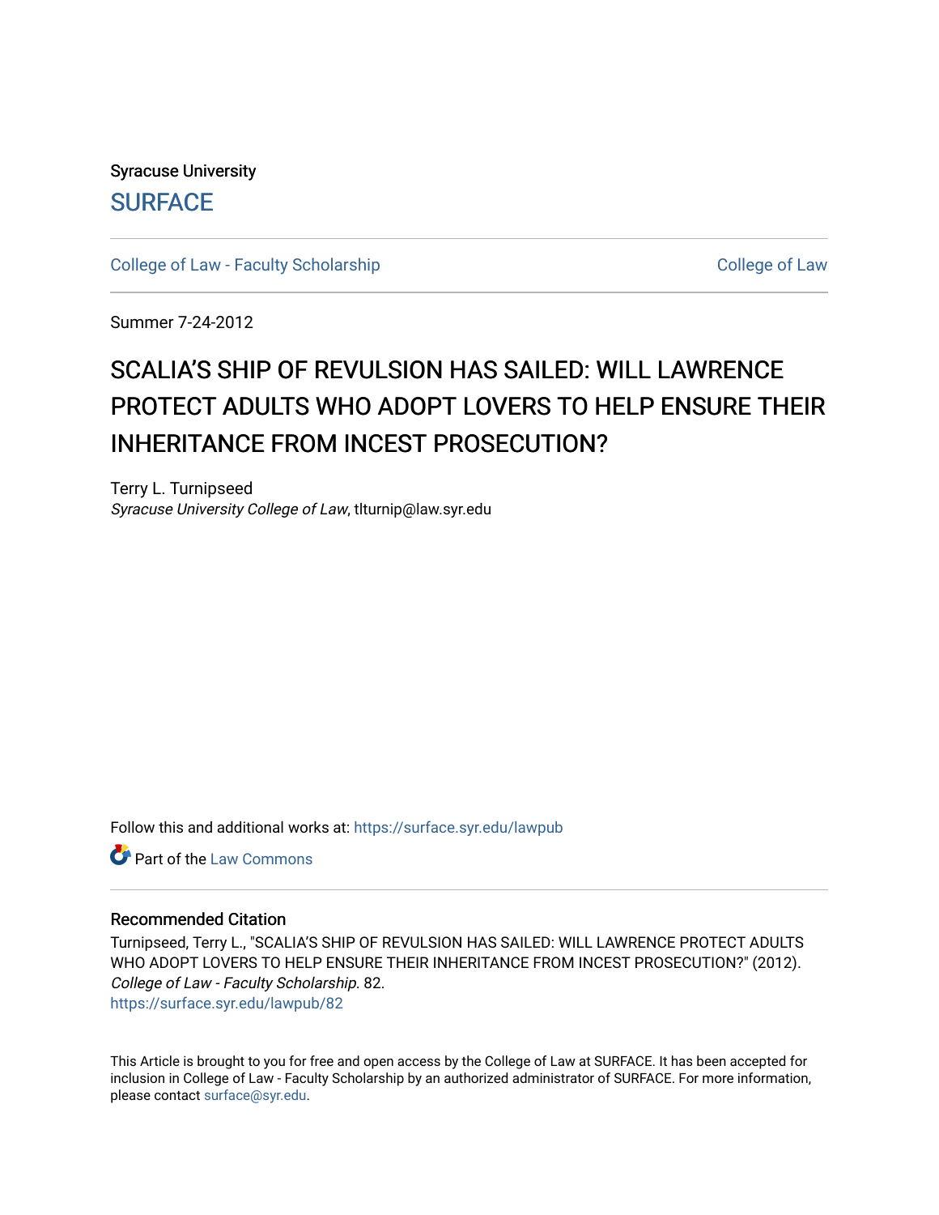Syracuse University

SURFACE

College of Law - Faculty Scholarship | College of Law

Summer 7-24-2012

# SCALIA'S SHIP OF REVULSION HAS SAILED: WILL LAWRENCE PROTECT ADULTS WHO ADOPT LOVERS TO HELP ENSURE THEIR INHERITANCE FROM INCEST PROSECUTION?

Terry L. Turnipseed
*Syracuse University College of Law*, tlturnip@law.syr.edu

Follow this and additional works at: https://surface.syr.edu/lawpub

Part of the Law Commons

### Recommended Citation

Turnipseed, Terry L., "SCALIA'S SHIP OF REVULSION HAS SAILED: WILL LAWRENCE PROTECT ADULTS WHO ADOPT LOVERS TO HELP ENSURE THEIR INHERITANCE FROM INCEST PROSECUTION?" (2012). *College of Law - Faculty Scholarship*. 82.
https://surface.syr.edu/lawpub/82

This Article is brought to you for free and open access by the College of Law at SURFACE. It has been accepted for inclusion in College of Law - Faculty Scholarship by an authorized administrator of SURFACE. For more information, please contact surface@syr.edu.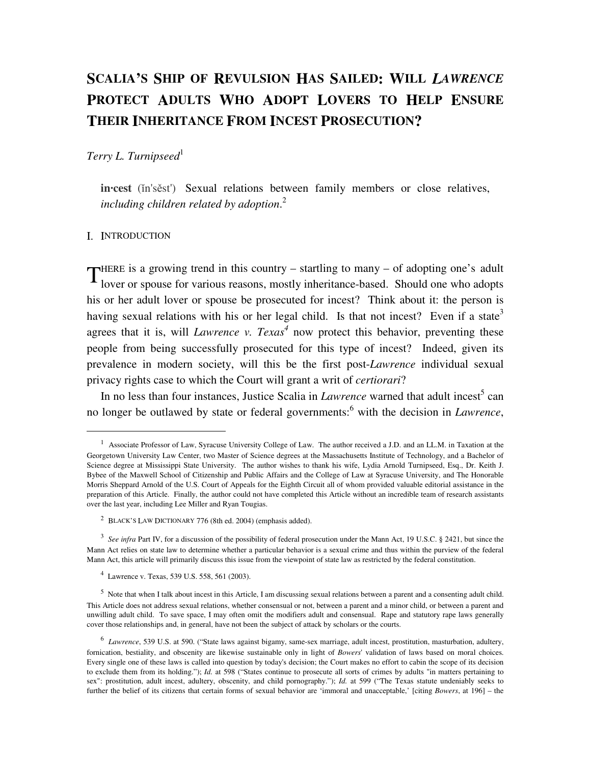# SCALIA'S SHIP OF REVULSION HAS SAILED: WILL *LAWRENCE* PROTECT ADULTS WHO ADOPT LOVERS TO HELP ENSURE THEIR INHERITANCE FROM INCEST PROSECUTION?

*Terry L. Turnipseed*[1]

> **in·cest** (ĭn'sĕst') Sexual relations between family members or close relatives, *including children related by adoption*.[2]

## I. INTRODUCTION

THERE is a growing trend in this country – startling to many – of adopting one's adult lover or spouse for various reasons, mostly inheritance-based. Should one who adopts his or her adult lover or spouse be prosecuted for incest? Think about it: the person is having sexual relations with his or her legal child. Is that not incest? Even if a state[3] agrees that it is, will *Lawrence v. Texas*[4] now protect this behavior, preventing these people from being successfully prosecuted for this type of incest? Indeed, given its prevalence in modern society, will this be the first post-*Lawrence* individual sexual privacy rights case to which the Court will grant a writ of *certiorari*?

In no less than four instances, Justice Scalia in *Lawrence* warned that adult incest[5] can no longer be outlawed by state or federal governments:[6] with the decision in *Lawrence*,

---

[1] Associate Professor of Law, Syracuse University College of Law. The author received a J.D. and an LL.M. in Taxation at the Georgetown University Law Center, two Master of Science degrees at the Massachusetts Institute of Technology, and a Bachelor of Science degree at Mississippi State University. The author wishes to thank his wife, Lydia Arnold Turnipseed, Esq., Dr. Keith J. Bybee of the Maxwell School of Citizenship and Public Affairs and the College of Law at Syracuse University, and The Honorable Morris Sheppard Arnold of the U.S. Court of Appeals for the Eighth Circuit all of whom provided valuable editorial assistance in the preparation of this Article. Finally, the author could not have completed this Article without an incredible team of research assistants over the last year, including Lee Miller and Ryan Tougias.

[2] BLACK'S LAW DICTIONARY 776 (8th ed. 2004) (emphasis added).

[3] *See infra* Part IV, for a discussion of the possibility of federal prosecution under the Mann Act, 19 U.S.C. § 2421, but since the Mann Act relies on state law to determine whether a particular behavior is a sexual crime and thus within the purview of the federal Mann Act, this article will primarily discuss this issue from the viewpoint of state law as restricted by the federal constitution.

[4] Lawrence v. Texas, 539 U.S. 558, 561 (2003).

[5] Note that when I talk about incest in this Article, I am discussing sexual relations between a parent and a consenting adult child. This Article does not address sexual relations, whether consensual or not, between a parent and a minor child, or between a parent and unwilling adult child. To save space, I may often omit the modifiers adult and consensual. Rape and statutory rape laws generally cover those relationships and, in general, have not been the subject of attack by scholars or the courts.

[6] *Lawrence*, 539 U.S. at 590. ("State laws against bigamy, same-sex marriage, adult incest, prostitution, masturbation, adultery, fornication, bestiality, and obscenity are likewise sustainable only in light of *Bowers*' validation of laws based on moral choices. Every single one of these laws is called into question by today's decision; the Court makes no effort to cabin the scope of its decision to exclude them from its holding."); *Id.* at 598 ("States continue to prosecute all sorts of crimes by adults "in matters pertaining to sex": prostitution, adult incest, adultery, obscenity, and child pornography."); *Id.* at 599 ("The Texas statute undeniably seeks to further the belief of its citizens that certain forms of sexual behavior are 'immoral and unacceptable,' [citing *Bowers*, at 196] – the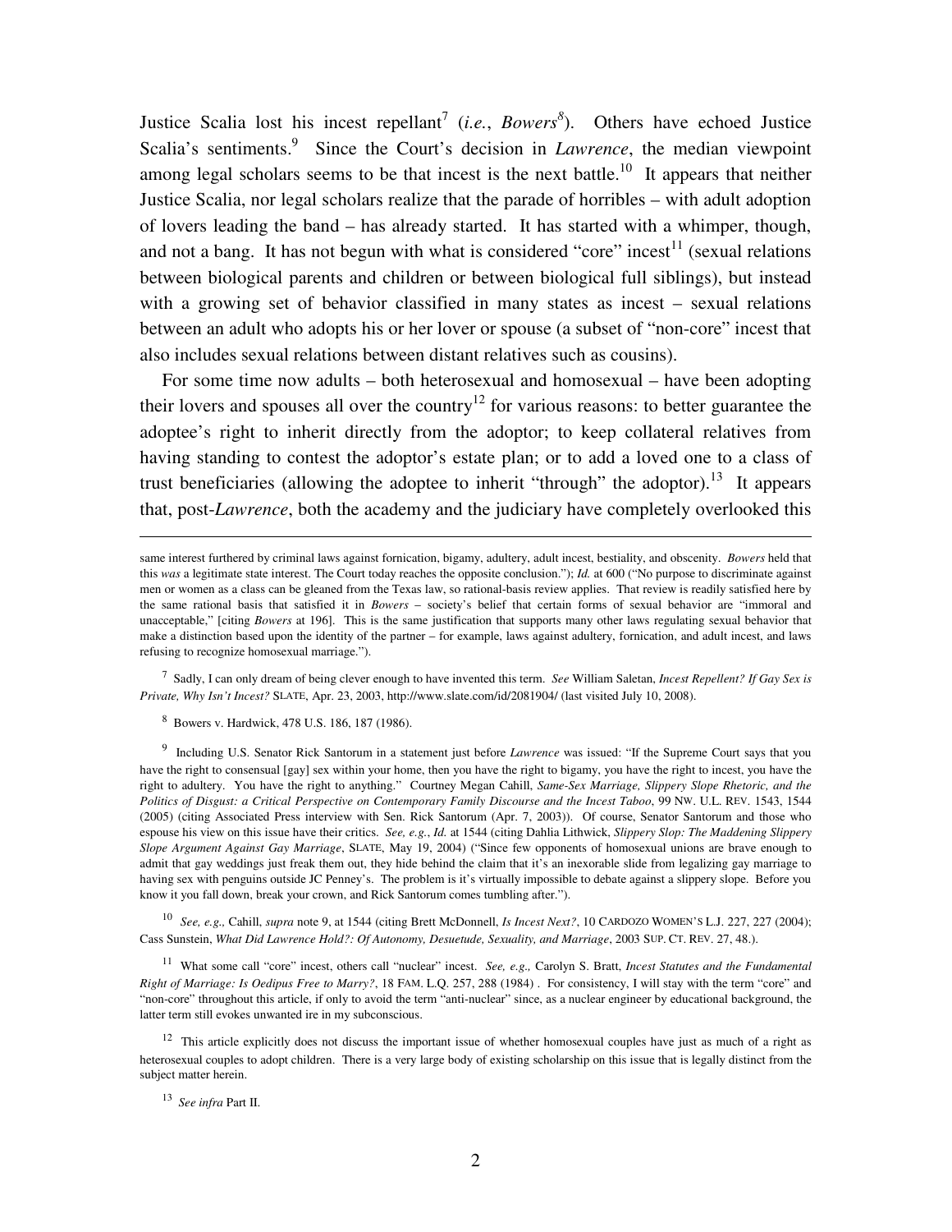Justice Scalia lost his incest repellant[7] (*i.e.*, *Bowers*[8]). Others have echoed Justice Scalia's sentiments.[9] Since the Court's decision in *Lawrence*, the median viewpoint among legal scholars seems to be that incest is the next battle.[10] It appears that neither Justice Scalia, nor legal scholars realize that the parade of horribles – with adult adoption of lovers leading the band – has already started. It has started with a whimper, though, and not a bang. It has not begun with what is considered "core" incest[11] (sexual relations between biological parents and children or between biological full siblings), but instead with a growing set of behavior classified in many states as incest – sexual relations between an adult who adopts his or her lover or spouse (a subset of "non-core" incest that also includes sexual relations between distant relatives such as cousins).

For some time now adults – both heterosexual and homosexual – have been adopting their lovers and spouses all over the country[12] for various reasons: to better guarantee the adoptee's right to inherit directly from the adoptor; to keep collateral relatives from having standing to contest the adoptor's estate plan; or to add a loved one to a class of trust beneficiaries (allowing the adoptee to inherit "through" the adoptor).[13] It appears that, post-*Lawrence*, both the academy and the judiciary have completely overlooked this

---

same interest furthered by criminal laws against fornication, bigamy, adultery, adult incest, bestiality, and obscenity. *Bowers* held that this *was* a legitimate state interest. The Court today reaches the opposite conclusion."); *Id.* at 600 ("No purpose to discriminate against men or women as a class can be gleaned from the Texas law, so rational-basis review applies. That review is readily satisfied here by the same rational basis that satisfied it in *Bowers* – society's belief that certain forms of sexual behavior are "immoral and unacceptable," [citing *Bowers* at 196]. This is the same justification that supports many other laws regulating sexual behavior that make a distinction based upon the identity of the partner – for example, laws against adultery, fornication, and adult incest, and laws refusing to recognize homosexual marriage.").

[7] Sadly, I can only dream of being clever enough to have invented this term. *See* William Saletan, *Incest Repellent? If Gay Sex is Private, Why Isn't Incest?* SLATE, Apr. 23, 2003, http://www.slate.com/id/2081904/ (last visited July 10, 2008).

[8] Bowers v. Hardwick, 478 U.S. 186, 187 (1986).

[9] Including U.S. Senator Rick Santorum in a statement just before *Lawrence* was issued: "If the Supreme Court says that you have the right to consensual [gay] sex within your home, then you have the right to bigamy, you have the right to incest, you have the right to adultery. You have the right to anything." Courtney Megan Cahill, *Same-Sex Marriage, Slippery Slope Rhetoric, and the Politics of Disgust: a Critical Perspective on Contemporary Family Discourse and the Incest Taboo*, 99 NW. U.L. REV. 1543, 1544 (2005) (citing Associated Press interview with Sen. Rick Santorum (Apr. 7, 2003)). Of course, Senator Santorum and those who espouse his view on this issue have their critics. *See, e.g.*, *Id.* at 1544 (citing Dahlia Lithwick, *Slippery Slop: The Maddening Slippery Slope Argument Against Gay Marriage*, SLATE, May 19, 2004) ("Since few opponents of homosexual unions are brave enough to admit that gay weddings just freak them out, they hide behind the claim that it's an inexorable slide from legalizing gay marriage to having sex with penguins outside JC Penney's. The problem is it's virtually impossible to debate against a slippery slope. Before you know it you fall down, break your crown, and Rick Santorum comes tumbling after.").

[10] *See, e.g.,* Cahill, *supra* note 9, at 1544 (citing Brett McDonnell, *Is Incest Next?*, 10 CARDOZO WOMEN'S L.J. 227, 227 (2004); Cass Sunstein, *What Did Lawrence Hold?: Of Autonomy, Desuetude, Sexuality, and Marriage*, 2003 SUP. CT. REV. 27, 48.).

[11] What some call "core" incest, others call "nuclear" incest. *See, e.g.,* Carolyn S. Bratt, *Incest Statutes and the Fundamental Right of Marriage: Is Oedipus Free to Marry?*, 18 FAM. L.Q. 257, 288 (1984) . For consistency, I will stay with the term "core" and "non-core" throughout this article, if only to avoid the term "anti-nuclear" since, as a nuclear engineer by educational background, the latter term still evokes unwanted ire in my subconscious.

[12] This article explicitly does not discuss the important issue of whether homosexual couples have just as much of a right as heterosexual couples to adopt children. There is a very large body of existing scholarship on this issue that is legally distinct from the subject matter herein.

[13] *See infra* Part II.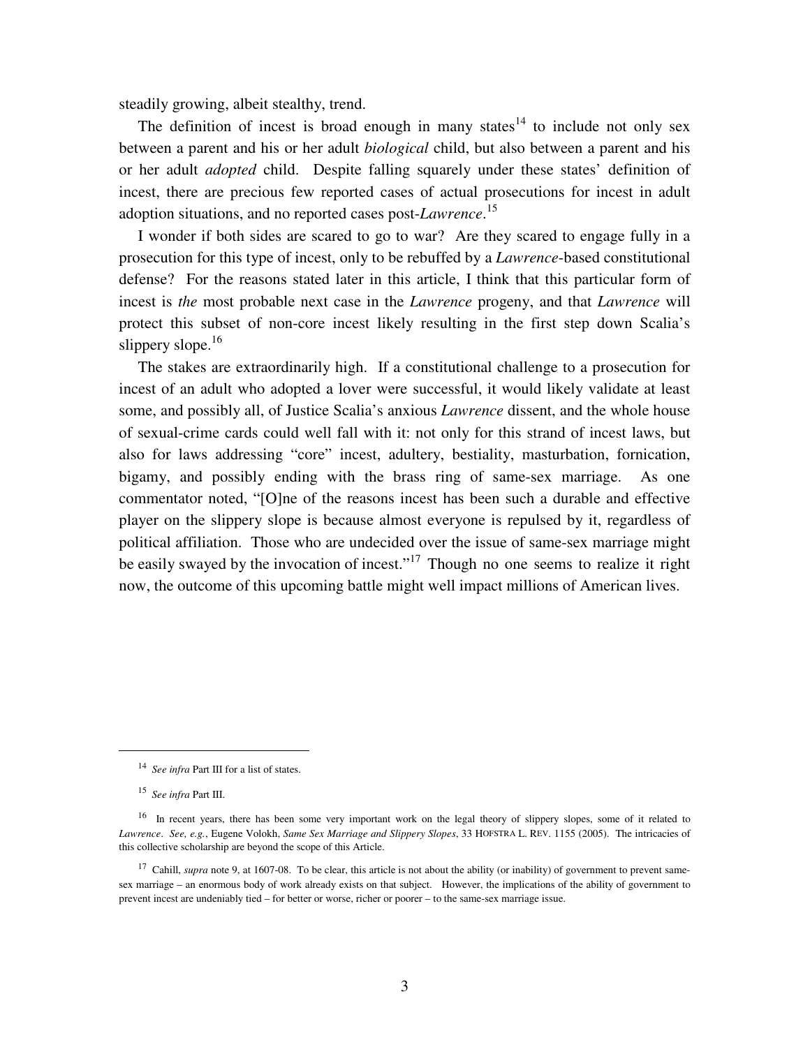steadily growing, albeit stealthy, trend.

The definition of incest is broad enough in many states[14] to include not only sex between a parent and his or her adult *biological* child, but also between a parent and his or her adult *adopted* child. Despite falling squarely under these states' definition of incest, there are precious few reported cases of actual prosecutions for incest in adult adoption situations, and no reported cases post-*Lawrence*.[15]

I wonder if both sides are scared to go to war? Are they scared to engage fully in a prosecution for this type of incest, only to be rebuffed by a *Lawrence*-based constitutional defense? For the reasons stated later in this article, I think that this particular form of incest is *the* most probable next case in the *Lawrence* progeny, and that *Lawrence* will protect this subset of non-core incest likely resulting in the first step down Scalia's slippery slope.[16]

The stakes are extraordinarily high. If a constitutional challenge to a prosecution for incest of an adult who adopted a lover were successful, it would likely validate at least some, and possibly all, of Justice Scalia's anxious *Lawrence* dissent, and the whole house of sexual-crime cards could well fall with it: not only for this strand of incest laws, but also for laws addressing "core" incest, adultery, bestiality, masturbation, fornication, bigamy, and possibly ending with the brass ring of same-sex marriage. As one commentator noted, "[O]ne of the reasons incest has been such a durable and effective player on the slippery slope is because almost everyone is repulsed by it, regardless of political affiliation. Those who are undecided over the issue of same-sex marriage might be easily swayed by the invocation of incest."[17] Though no one seems to realize it right now, the outcome of this upcoming battle might well impact millions of American lives.

---

[14] *See infra* Part III for a list of states.

[15] *See infra* Part III.

[16] In recent years, there has been some very important work on the legal theory of slippery slopes, some of it related to *Lawrence*. *See, e.g.*, Eugene Volokh, *Same Sex Marriage and Slippery Slopes*, 33 HOFSTRA L. REV. 1155 (2005). The intricacies of this collective scholarship are beyond the scope of this Article.

[17] Cahill, *supra* note 9, at 1607-08. To be clear, this article is not about the ability (or inability) of government to prevent same-sex marriage – an enormous body of work already exists on that subject. However, the implications of the ability of government to prevent incest are undeniably tied – for better or worse, richer or poorer – to the same-sex marriage issue.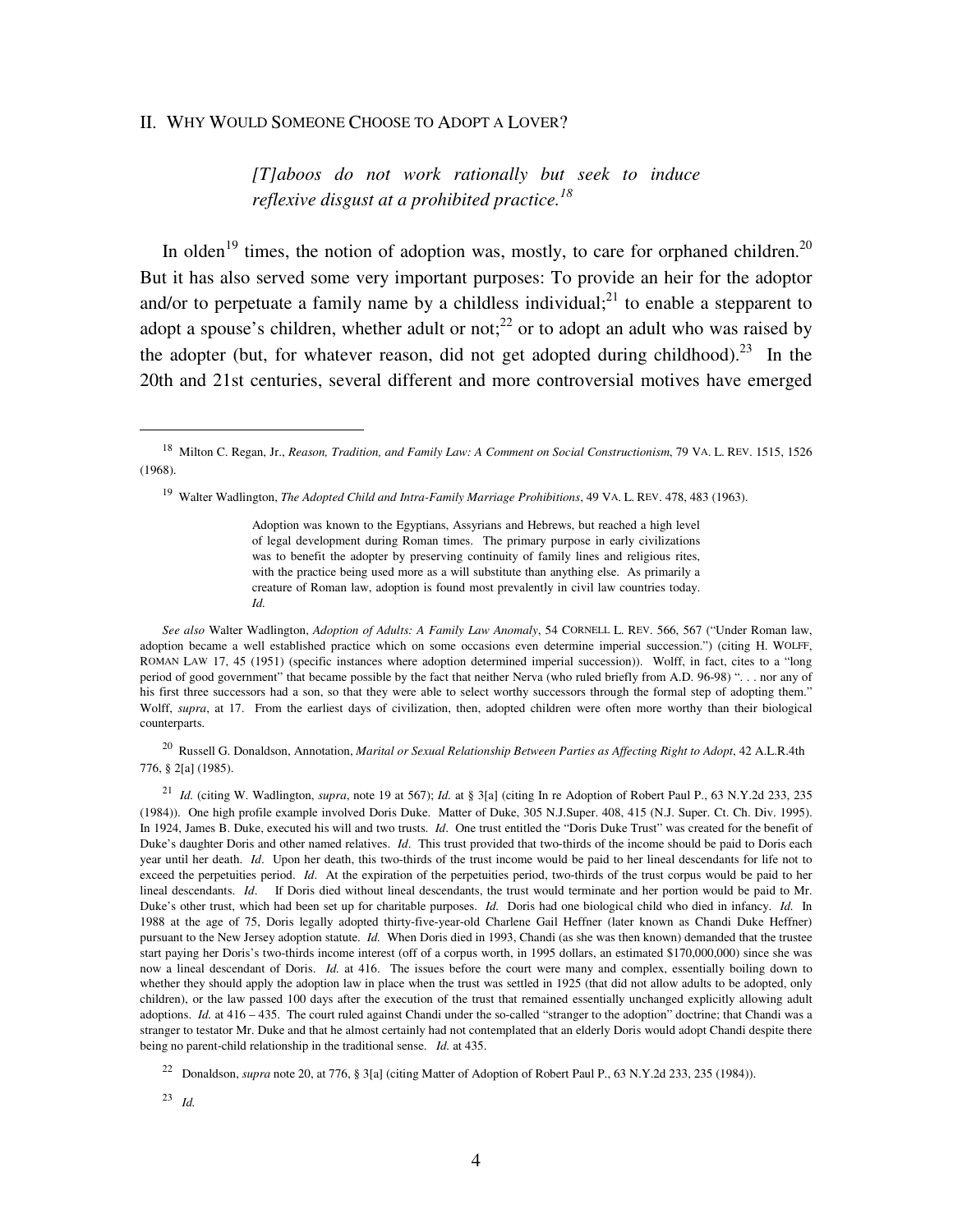## II. WHY WOULD SOMEONE CHOOSE TO ADOPT A LOVER?

> *[T]aboos do not work rationally but seek to induce reflexive disgust at a prohibited practice.*[18]

In olden[19] times, the notion of adoption was, mostly, to care for orphaned children.[20] But it has also served some very important purposes: To provide an heir for the adoptor and/or to perpetuate a family name by a childless individual;[21] to enable a stepparent to adopt a spouse's children, whether adult or not;[22] or to adopt an adult who was raised by the adopter (but, for whatever reason, did not get adopted during childhood).[23] In the 20th and 21st centuries, several different and more controversial motives have emerged

---

[18] Milton C. Regan, Jr., *Reason, Tradition, and Family Law: A Comment on Social Constructionism*, 79 VA. L. REV. 1515, 1526 (1968).

[19] Walter Wadlington, *The Adopted Child and Intra-Family Marriage Prohibitions*, 49 VA. L. REV. 478, 483 (1963).

> Adoption was known to the Egyptians, Assyrians and Hebrews, but reached a high level of legal development during Roman times. The primary purpose in early civilizations was to benefit the adopter by preserving continuity of family lines and religious rites, with the practice being used more as a will substitute than anything else. As primarily a creature of Roman law, adoption is found most prevalently in civil law countries today. *Id.*

*See also* Walter Wadlington, *Adoption of Adults: A Family Law Anomaly*, 54 CORNELL L. REV. 566, 567 ("Under Roman law, adoption became a well established practice which on some occasions even determine imperial succession.") (citing H. WOLFF, ROMAN LAW 17, 45 (1951) (specific instances where adoption determined imperial succession)). Wolff, in fact, cites to a "long period of good government" that became possible by the fact that neither Nerva (who ruled briefly from A.D. 96-98) ". . . nor any of his first three successors had a son, so that they were able to select worthy successors through the formal step of adopting them." Wolff, *supra*, at 17. From the earliest days of civilization, then, adopted children were often more worthy than their biological counterparts.

[20] Russell G. Donaldson, Annotation, *Marital or Sexual Relationship Between Parties as Affecting Right to Adopt*, 42 A.L.R.4th 776, § 2[a] (1985).

[21] *Id.* (citing W. Wadlington, *supra*, note 19 at 567); *Id.* at § 3[a] (citing In re Adoption of Robert Paul P., 63 N.Y.2d 233, 235 (1984)). One high profile example involved Doris Duke. Matter of Duke, 305 N.J.Super. 408, 415 (N.J. Super. Ct. Ch. Div. 1995). In 1924, James B. Duke, executed his will and two trusts. *Id*. One trust entitled the "Doris Duke Trust" was created for the benefit of Duke's daughter Doris and other named relatives. *Id*. This trust provided that two-thirds of the income should be paid to Doris each year until her death. *Id*. Upon her death, this two-thirds of the trust income would be paid to her lineal descendants for life not to exceed the perpetuities period. *Id*. At the expiration of the perpetuities period, two-thirds of the trust corpus would be paid to her lineal descendants. *Id*. If Doris died without lineal descendants, the trust would terminate and her portion would be paid to Mr. Duke's other trust, which had been set up for charitable purposes. *Id.* Doris had one biological child who died in infancy. *Id.* In 1988 at the age of 75, Doris legally adopted thirty-five-year-old Charlene Gail Heffner (later known as Chandi Duke Heffner) pursuant to the New Jersey adoption statute. *Id.* When Doris died in 1993, Chandi (as she was then known) demanded that the trustee start paying her Doris's two-thirds income interest (off of a corpus worth, in 1995 dollars, an estimated $170,000,000) since she was now a lineal descendant of Doris. *Id.* at 416. The issues before the court were many and complex, essentially boiling down to whether they should apply the adoption law in place when the trust was settled in 1925 (that did not allow adults to be adopted, only children), or the law passed 100 days after the execution of the trust that remained essentially unchanged explicitly allowing adult adoptions. *Id.* at 416 – 435. The court ruled against Chandi under the so-called "stranger to the adoption" doctrine; that Chandi was a stranger to testator Mr. Duke and that he almost certainly had not contemplated that an elderly Doris would adopt Chandi despite there being no parent-child relationship in the traditional sense. *Id.* at 435.

[22] Donaldson, *supra* note 20, at 776, § 3[a] (citing Matter of Adoption of Robert Paul P., 63 N.Y.2d 233, 235 (1984)).

[23] *Id.*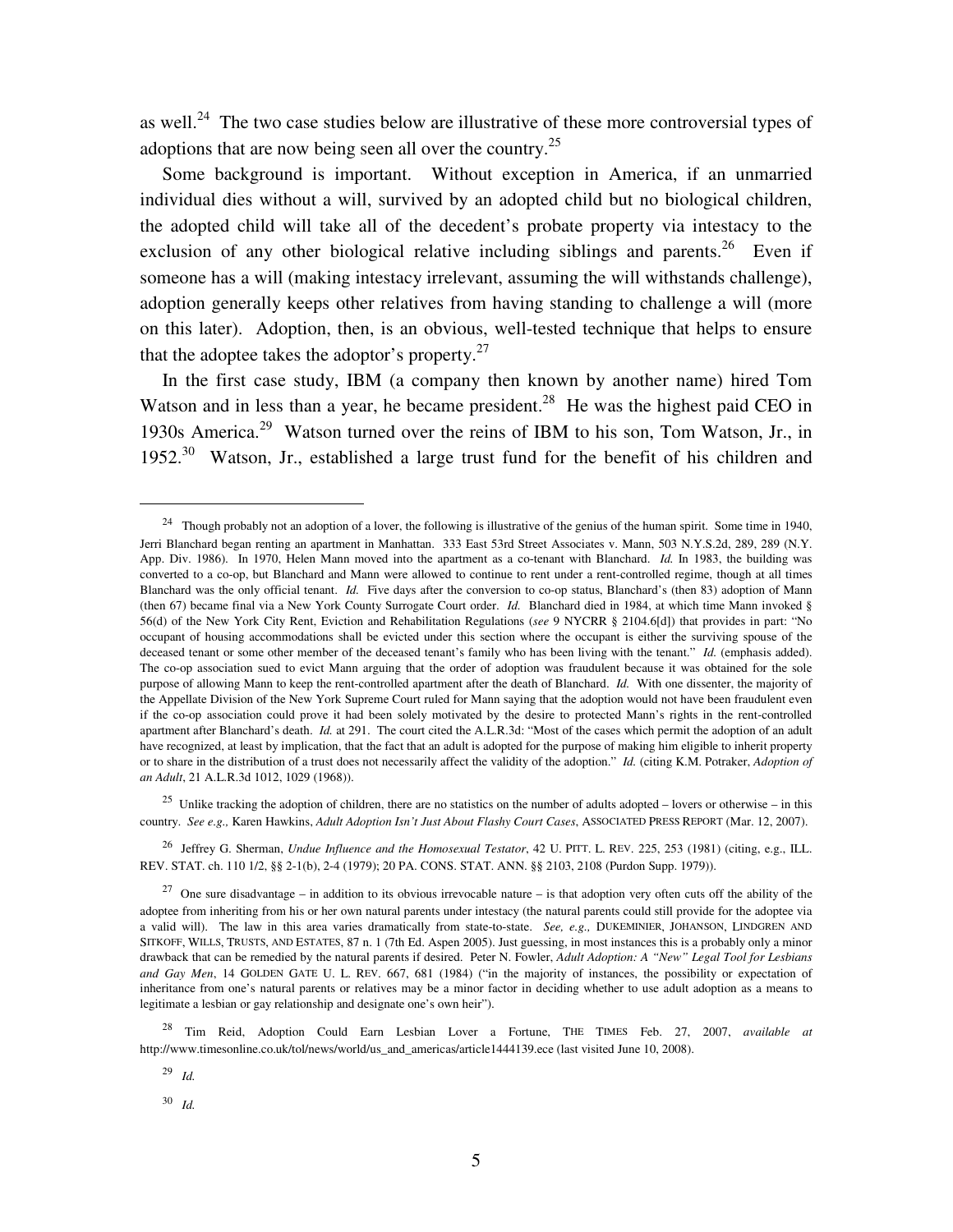as well.[24] The two case studies below are illustrative of these more controversial types of adoptions that are now being seen all over the country.[25]

Some background is important. Without exception in America, if an unmarried individual dies without a will, survived by an adopted child but no biological children, the adopted child will take all of the decedent's probate property via intestacy to the exclusion of any other biological relative including siblings and parents.[26] Even if someone has a will (making intestacy irrelevant, assuming the will withstands challenge), adoption generally keeps other relatives from having standing to challenge a will (more on this later). Adoption, then, is an obvious, well-tested technique that helps to ensure that the adoptee takes the adoptor's property.[27]

In the first case study, IBM (a company then known by another name) hired Tom Watson and in less than a year, he became president.[28] He was the highest paid CEO in 1930s America.[29] Watson turned over the reins of IBM to his son, Tom Watson, Jr., in 1952.[30] Watson, Jr., established a large trust fund for the benefit of his children and

---

[24] Though probably not an adoption of a lover, the following is illustrative of the genius of the human spirit. Some time in 1940, Jerri Blanchard began renting an apartment in Manhattan. 333 East 53rd Street Associates v. Mann, 503 N.Y.S.2d, 289, 289 (N.Y. App. Div. 1986). In 1970, Helen Mann moved into the apartment as a co-tenant with Blanchard. *Id.* In 1983, the building was converted to a co-op, but Blanchard and Mann were allowed to continue to rent under a rent-controlled regime, though at all times Blanchard was the only official tenant. *Id.* Five days after the conversion to co-op status, Blanchard's (then 83) adoption of Mann (then 67) became final via a New York County Surrogate Court order. *Id.* Blanchard died in 1984, at which time Mann invoked § 56(d) of the New York City Rent, Eviction and Rehabilitation Regulations (*see* 9 NYCRR § 2104.6[d]) that provides in part: "No occupant of housing accommodations shall be evicted under this section where the occupant is either the surviving spouse of the deceased tenant or some other member of the deceased tenant's family who has been living with the tenant." *Id.* (emphasis added). The co-op association sued to evict Mann arguing that the order of adoption was fraudulent because it was obtained for the sole purpose of allowing Mann to keep the rent-controlled apartment after the death of Blanchard. *Id.* With one dissenter, the majority of the Appellate Division of the New York Supreme Court ruled for Mann saying that the adoption would not have been fraudulent even if the co-op association could prove it had been solely motivated by the desire to protected Mann's rights in the rent-controlled apartment after Blanchard's death. *Id.* at 291. The court cited the A.L.R.3d: "Most of the cases which permit the adoption of an adult have recognized, at least by implication, that the fact that an adult is adopted for the purpose of making him eligible to inherit property or to share in the distribution of a trust does not necessarily affect the validity of the adoption." *Id.* (citing K.M. Potraker, *Adoption of an Adult*, 21 A.L.R.3d 1012, 1029 (1968)).

[25] Unlike tracking the adoption of children, there are no statistics on the number of adults adopted – lovers or otherwise – in this country. *See e.g.,* Karen Hawkins, *Adult Adoption Isn't Just About Flashy Court Cases*, ASSOCIATED PRESS REPORT (Mar. 12, 2007).

[26] Jeffrey G. Sherman, *Undue Influence and the Homosexual Testator*, 42 U. PITT. L. REV. 225, 253 (1981) (citing, e.g., ILL. REV. STAT. ch. 110 1/2, §§ 2-1(b), 2-4 (1979); 20 PA. CONS. STAT. ANN. §§ 2103, 2108 (Purdon Supp. 1979)).

[27] One sure disadvantage – in addition to its obvious irrevocable nature – is that adoption very often cuts off the ability of the adoptee from inheriting from his or her own natural parents under intestacy (the natural parents could still provide for the adoptee via a valid will). The law in this area varies dramatically from state-to-state. *See, e.g.,* DUKEMINIER, JOHANSON, LINDGREN AND SITKOFF, WILLS, TRUSTS, AND ESTATES, 87 n. 1 (7th Ed. Aspen 2005). Just guessing, in most instances this is a probably only a minor drawback that can be remedied by the natural parents if desired. Peter N. Fowler, *Adult Adoption: A "New" Legal Tool for Lesbians and Gay Men*, 14 GOLDEN GATE U. L. REV. 667, 681 (1984) ("in the majority of instances, the possibility or expectation of inheritance from one's natural parents or relatives may be a minor factor in deciding whether to use adult adoption as a means to legitimate a lesbian or gay relationship and designate one's own heir").

[28] Tim Reid, Adoption Could Earn Lesbian Lover a Fortune, THE TIMES Feb. 27, 2007, *available at* http://www.timesonline.co.uk/tol/news/world/us_and_americas/article1444139.ece (last visited June 10, 2008).

[29] *Id.*

[30] *Id.*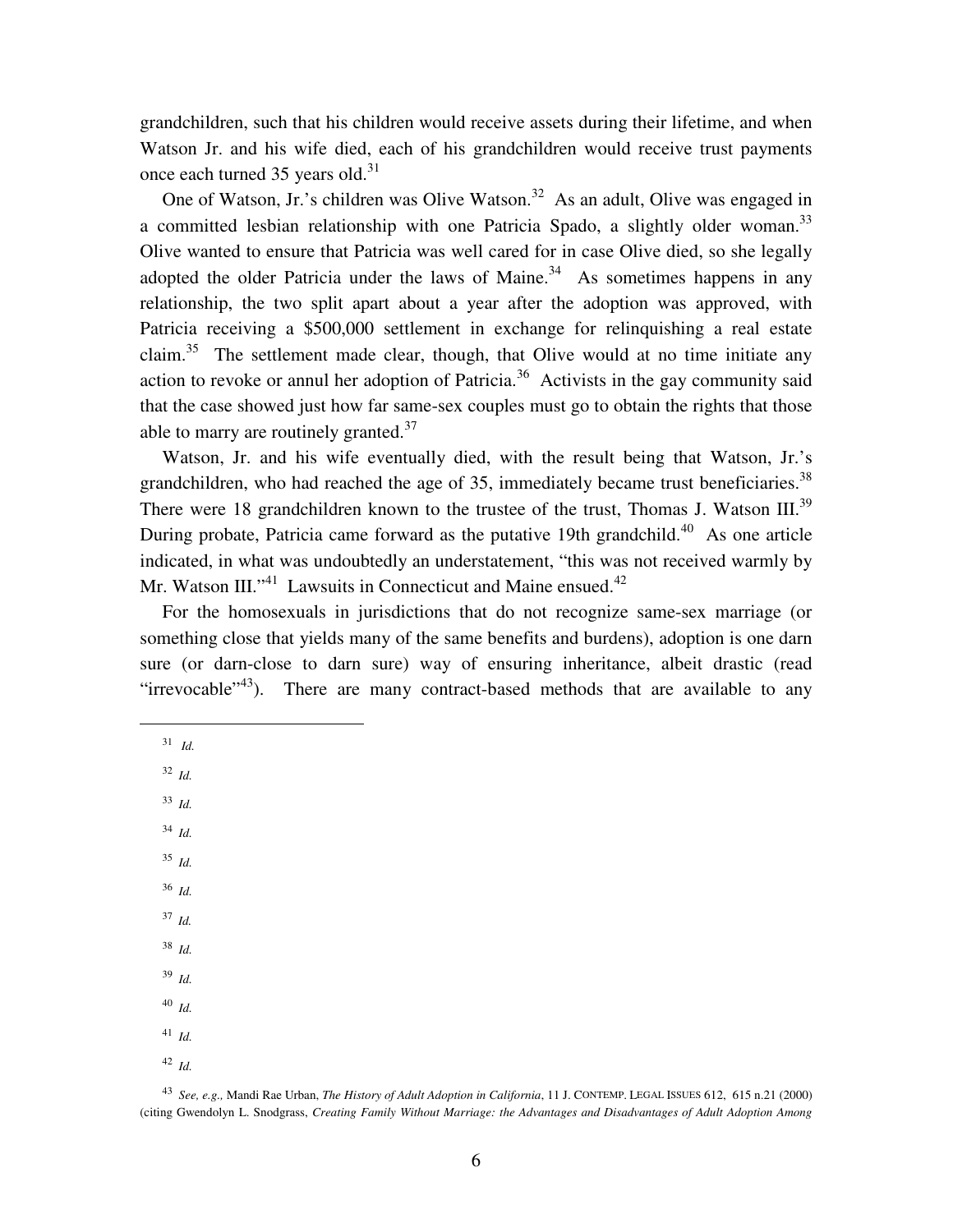grandchildren, such that his children would receive assets during their lifetime, and when Watson Jr. and his wife died, each of his grandchildren would receive trust payments once each turned 35 years old.[31]

One of Watson, Jr.'s children was Olive Watson.[32] As an adult, Olive was engaged in a committed lesbian relationship with one Patricia Spado, a slightly older woman.[33] Olive wanted to ensure that Patricia was well cared for in case Olive died, so she legally adopted the older Patricia under the laws of Maine.[34] As sometimes happens in any relationship, the two split apart about a year after the adoption was approved, with Patricia receiving a $500,000 settlement in exchange for relinquishing a real estate claim.[35] The settlement made clear, though, that Olive would at no time initiate any action to revoke or annul her adoption of Patricia.[36] Activists in the gay community said that the case showed just how far same-sex couples must go to obtain the rights that those able to marry are routinely granted.[37]

Watson, Jr. and his wife eventually died, with the result being that Watson, Jr.'s grandchildren, who had reached the age of 35, immediately became trust beneficiaries.[38] There were 18 grandchildren known to the trustee of the trust, Thomas J. Watson III.[39] During probate, Patricia came forward as the putative 19th grandchild.[40] As one article indicated, in what was undoubtedly an understatement, "this was not received warmly by Mr. Watson III."[41] Lawsuits in Connecticut and Maine ensued.[42]

For the homosexuals in jurisdictions that do not recognize same-sex marriage (or something close that yields many of the same benefits and burdens), adoption is one darn sure (or darn-close to darn sure) way of ensuring inheritance, albeit drastic (read "irrevocable"[43]). There are many contract-based methods that are available to any

---

[31] *Id.*

[32] *Id.*

[33] *Id.*

[34] *Id.*

[35] *Id.*

[36] *Id.*

[37] *Id.*

[38] *Id.*

[39] *Id.*

[40] *Id.*

[41] *Id.*

[42] *Id.*

[43] *See, e.g.,* Mandi Rae Urban, *The History of Adult Adoption in California*, 11 J. CONTEMP. LEGAL ISSUES 612, 615 n.21 (2000) (citing Gwendolyn L. Snodgrass, *Creating Family Without Marriage: the Advantages and Disadvantages of Adult Adoption Among*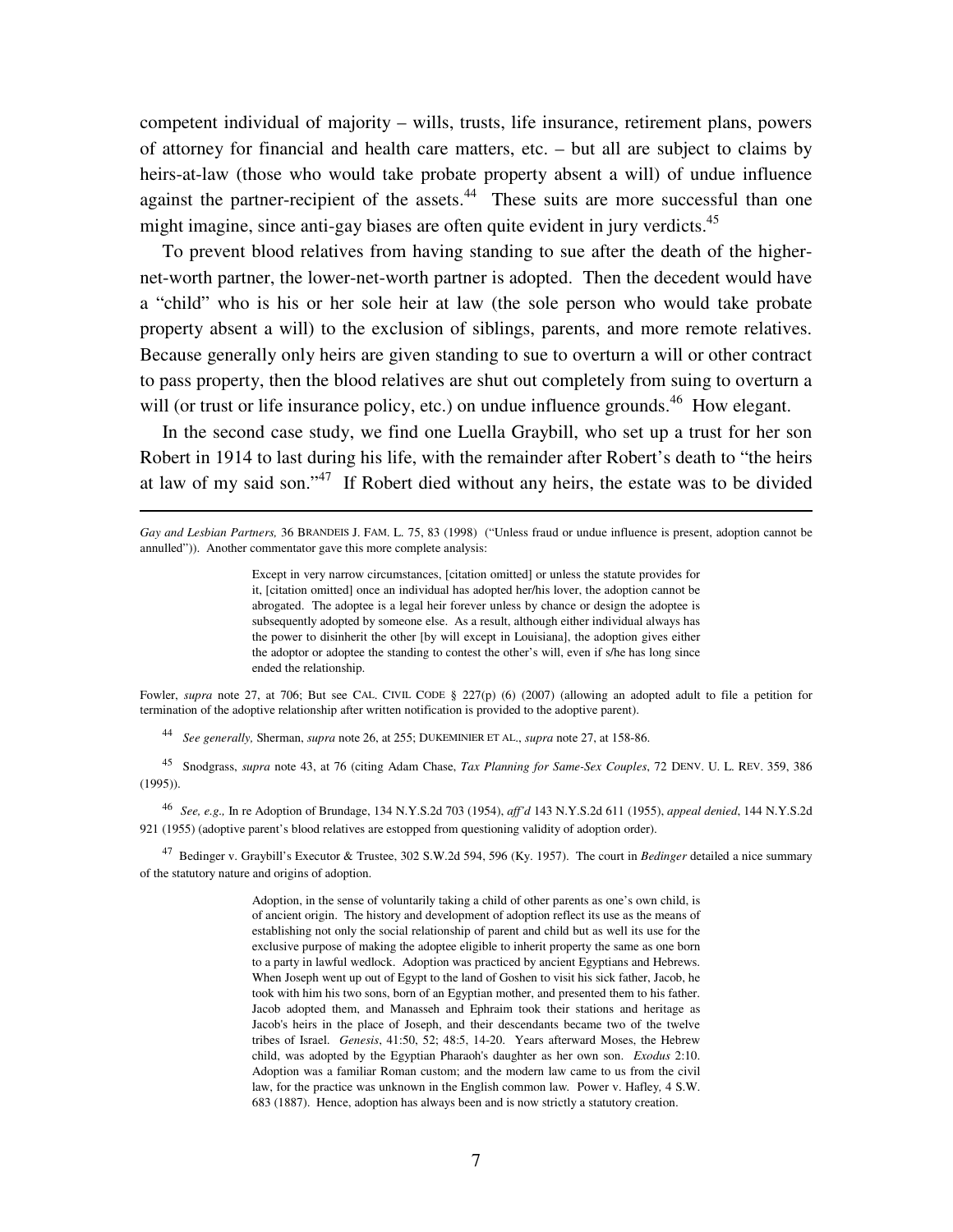competent individual of majority – wills, trusts, life insurance, retirement plans, powers of attorney for financial and health care matters, etc. – but all are subject to claims by heirs-at-law (those who would take probate property absent a will) of undue influence against the partner-recipient of the assets.[44] These suits are more successful than one might imagine, since anti-gay biases are often quite evident in jury verdicts.[45]

To prevent blood relatives from having standing to sue after the death of the higher-net-worth partner, the lower-net-worth partner is adopted. Then the decedent would have a "child" who is his or her sole heir at law (the sole person who would take probate property absent a will) to the exclusion of siblings, parents, and more remote relatives. Because generally only heirs are given standing to sue to overturn a will or other contract to pass property, then the blood relatives are shut out completely from suing to overturn a will (or trust or life insurance policy, etc.) on undue influence grounds.[46] How elegant.

In the second case study, we find one Luella Graybill, who set up a trust for her son Robert in 1914 to last during his life, with the remainder after Robert's death to "the heirs at law of my said son."[47] If Robert died without any heirs, the estate was to be divided

---

*Gay and Lesbian Partners,* 36 BRANDEIS J. FAM. L. 75, 83 (1998) ("Unless fraud or undue influence is present, adoption cannot be annulled")). Another commentator gave this more complete analysis:

> Except in very narrow circumstances, [citation omitted] or unless the statute provides for it, [citation omitted] once an individual has adopted her/his lover, the adoption cannot be abrogated. The adoptee is a legal heir forever unless by chance or design the adoptee is subsequently adopted by someone else. As a result, although either individual always has the power to disinherit the other [by will except in Louisiana], the adoption gives either the adoptor or adoptee the standing to contest the other's will, even if s/he has long since ended the relationship.

Fowler, *supra* note 27, at 706; But see CAL. CIVIL CODE § 227(p) (6) (2007) (allowing an adopted adult to file a petition for termination of the adoptive relationship after written notification is provided to the adoptive parent).

[44] *See generally,* Sherman, *supra* note 26, at 255; DUKEMINIER ET AL., *supra* note 27, at 158-86.

[45] Snodgrass, *supra* note 43, at 76 (citing Adam Chase, *Tax Planning for Same-Sex Couples*, 72 DENV. U. L. REV. 359, 386 (1995)).

[46] *See, e.g.,* In re Adoption of Brundage, 134 N.Y.S.2d 703 (1954), *aff'd* 143 N.Y.S.2d 611 (1955), *appeal denied*, 144 N.Y.S.2d 921 (1955) (adoptive parent's blood relatives are estopped from questioning validity of adoption order).

[47] Bedinger v. Graybill's Executor & Trustee, 302 S.W.2d 594, 596 (Ky. 1957). The court in *Bedinger* detailed a nice summary of the statutory nature and origins of adoption.

> Adoption, in the sense of voluntarily taking a child of other parents as one's own child, is of ancient origin. The history and development of adoption reflect its use as the means of establishing not only the social relationship of parent and child but as well its use for the exclusive purpose of making the adoptee eligible to inherit property the same as one born to a party in lawful wedlock. Adoption was practiced by ancient Egyptians and Hebrews. When Joseph went up out of Egypt to the land of Goshen to visit his sick father, Jacob, he took with him his two sons, born of an Egyptian mother, and presented them to his father. Jacob adopted them, and Manasseh and Ephraim took their stations and heritage as Jacob's heirs in the place of Joseph, and their descendants became two of the twelve tribes of Israel. *Genesis*, 41:50, 52; 48:5, 14-20. Years afterward Moses, the Hebrew child, was adopted by the Egyptian Pharaoh's daughter as her own son. *Exodus* 2:10. Adoption was a familiar Roman custom; and the modern law came to us from the civil law, for the practice was unknown in the English common law. Power v. Hafley, 4 S.W. 683 (1887). Hence, adoption has always been and is now strictly a statutory creation.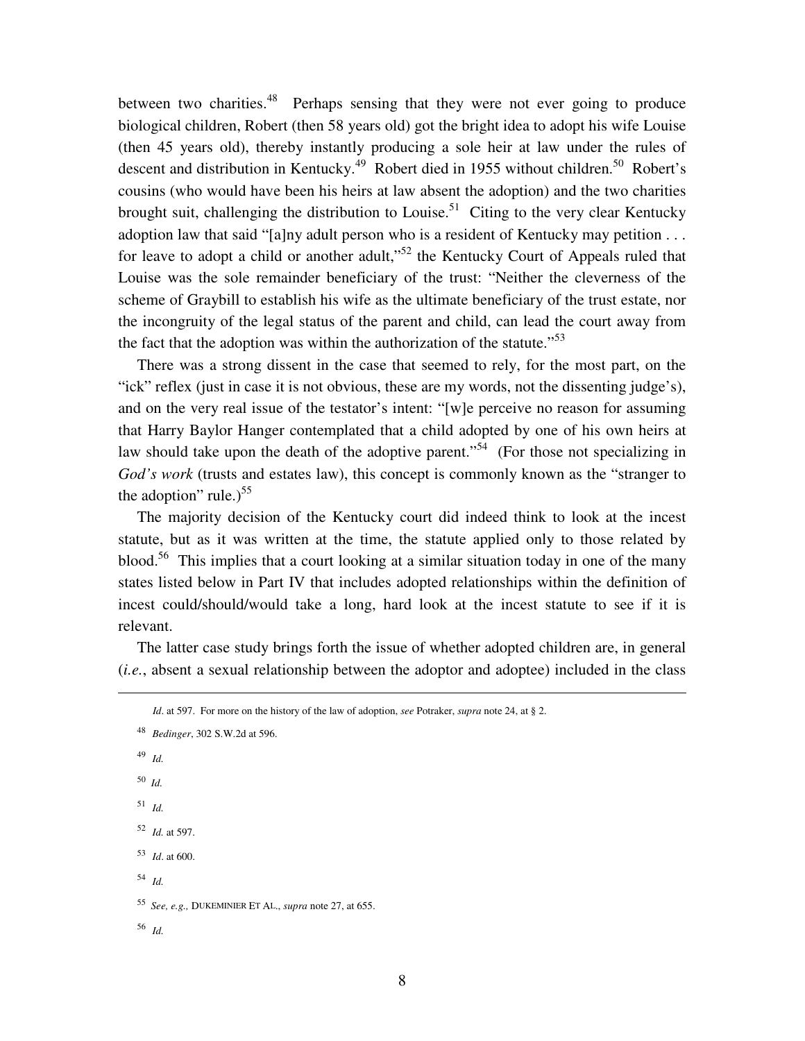between two charities.[48] Perhaps sensing that they were not ever going to produce biological children, Robert (then 58 years old) got the bright idea to adopt his wife Louise (then 45 years old), thereby instantly producing a sole heir at law under the rules of descent and distribution in Kentucky.[49] Robert died in 1955 without children.[50] Robert's cousins (who would have been his heirs at law absent the adoption) and the two charities brought suit, challenging the distribution to Louise.[51] Citing to the very clear Kentucky adoption law that said "[a]ny adult person who is a resident of Kentucky may petition . . . for leave to adopt a child or another adult,"[52] the Kentucky Court of Appeals ruled that Louise was the sole remainder beneficiary of the trust: "Neither the cleverness of the scheme of Graybill to establish his wife as the ultimate beneficiary of the trust estate, nor the incongruity of the legal status of the parent and child, can lead the court away from the fact that the adoption was within the authorization of the statute."[53]

There was a strong dissent in the case that seemed to rely, for the most part, on the "ick" reflex (just in case it is not obvious, these are my words, not the dissenting judge's), and on the very real issue of the testator's intent: "[w]e perceive no reason for assuming that Harry Baylor Hanger contemplated that a child adopted by one of his own heirs at law should take upon the death of the adoptive parent."[54] (For those not specializing in *God's work* (trusts and estates law), this concept is commonly known as the "stranger to the adoption" rule.)[55]

The majority decision of the Kentucky court did indeed think to look at the incest statute, but as it was written at the time, the statute applied only to those related by blood.[56] This implies that a court looking at a similar situation today in one of the many states listed below in Part IV that includes adopted relationships within the definition of incest could/should/would take a long, hard look at the incest statute to see if it is relevant.

The latter case study brings forth the issue of whether adopted children are, in general (*i.e.*, absent a sexual relationship between the adoptor and adoptee) included in the class

---

*Id*. at 597. For more on the history of the law of adoption, *see* Potraker, *supra* note 24, at § 2.

48 *Bedinger*, 302 S.W.2d at 596.

49 *Id.*

50 *Id.*

51 *Id.*

52 *Id.* at 597.

53 *Id*. at 600.

54 *Id.*

55 *See, e.g.,* DUKEMINIER ET AL., *supra* note 27, at 655.

56 *Id.*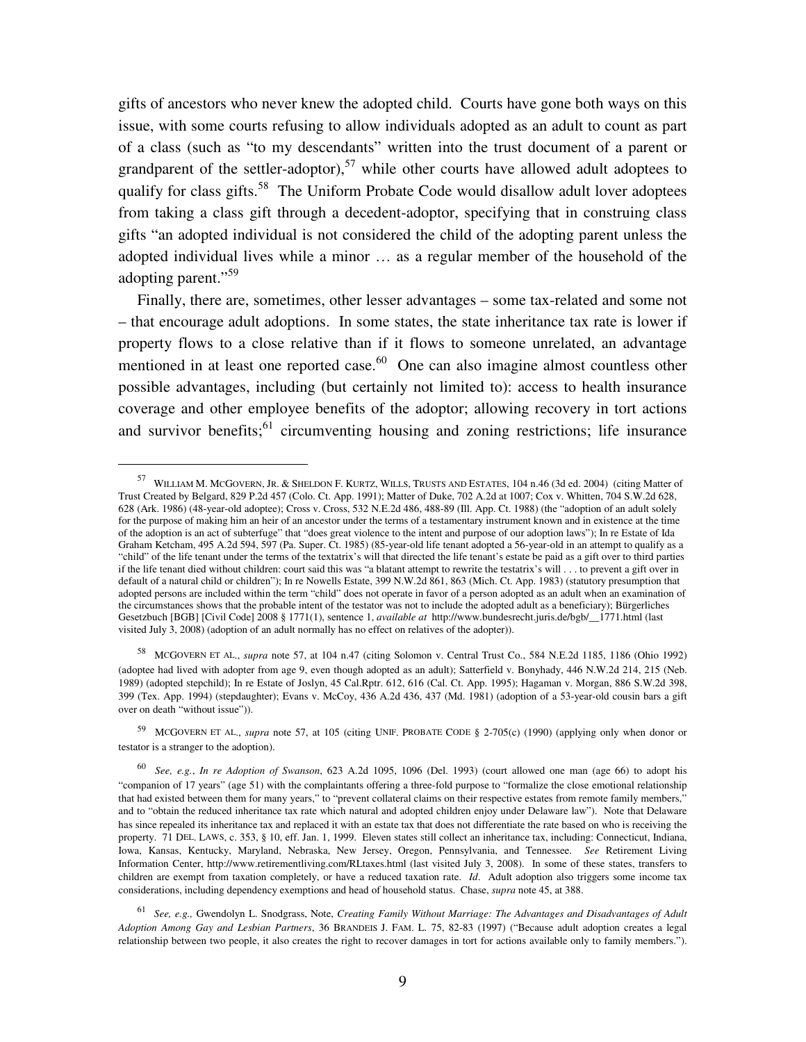gifts of ancestors who never knew the adopted child. Courts have gone both ways on this issue, with some courts refusing to allow individuals adopted as an adult to count as part of a class (such as "to my descendants" written into the trust document of a parent or grandparent of the settler-adoptor),[57] while other courts have allowed adult adoptees to qualify for class gifts.[58] The Uniform Probate Code would disallow adult lover adoptees from taking a class gift through a decedent-adoptor, specifying that in construing class gifts "an adopted individual is not considered the child of the adopting parent unless the adopted individual lives while a minor … as a regular member of the household of the adopting parent."[59]

Finally, there are, sometimes, other lesser advantages – some tax-related and some not – that encourage adult adoptions. In some states, the state inheritance tax rate is lower if property flows to a close relative than if it flows to someone unrelated, an advantage mentioned in at least one reported case.[60] One can also imagine almost countless other possible advantages, including (but certainly not limited to): access to health insurance coverage and other employee benefits of the adoptor; allowing recovery in tort actions and survivor benefits;[61] circumventing housing and zoning restrictions; life insurance

---

[57] WILLIAM M. MCGOVERN, JR. & SHELDON F. KURTZ, WILLS, TRUSTS AND ESTATES, 104 n.46 (3d ed. 2004) (citing Matter of Trust Created by Belgard, 829 P.2d 457 (Colo. Ct. App. 1991); Matter of Duke, 702 A.2d at 1007; Cox v. Whitten, 704 S.W.2d 628, 628 (Ark. 1986) (48-year-old adoptee); Cross v. Cross, 532 N.E.2d 486, 488-89 (Ill. App. Ct. 1988) (the "adoption of an adult solely for the purpose of making him an heir of an ancestor under the terms of a testamentary instrument known and in existence at the time of the adoption is an act of subterfuge" that "does great violence to the intent and purpose of our adoption laws"); In re Estate of Ida Graham Ketcham, 495 A.2d 594, 597 (Pa. Super. Ct. 1985) (85-year-old life tenant adopted a 56-year-old in an attempt to qualify as a "child" of the life tenant under the terms of the textatrix's will that directed the life tenant's estate be paid as a gift over to third parties if the life tenant died without children: court said this was "a blatant attempt to rewrite the testatrix's will . . . to prevent a gift over in default of a natural child or children"); In re Nowells Estate, 399 N.W.2d 861, 863 (Mich. Ct. App. 1983) (statutory presumption that adopted persons are included within the term "child" does not operate in favor of a person adopted as an adult when an examination of the circumstances shows that the probable intent of the testator was not to include the adopted adult as a beneficiary); Bürgerliches Gesetzbuch [BGB] [Civil Code] 2008 § 1771(1), sentence 1, *available at* http://www.bundesrecht.juris.de/bgb/__1771.html (last visited July 3, 2008) (adoption of an adult normally has no effect on relatives of the adopter)).

[58] MCGOVERN ET AL., *supra* note 57, at 104 n.47 (citing Solomon v. Central Trust Co., 584 N.E.2d 1185, 1186 (Ohio 1992) (adoptee had lived with adopter from age 9, even though adopted as an adult); Satterfield v. Bonyhady, 446 N.W.2d 214, 215 (Neb. 1989) (adopted stepchild); In re Estate of Joslyn, 45 Cal.Rptr. 612, 616 (Cal. Ct. App. 1995); Hagaman v. Morgan, 886 S.W.2d 398, 399 (Tex. App. 1994) (stepdaughter); Evans v. McCoy, 436 A.2d 436, 437 (Md. 1981) (adoption of a 53-year-old cousin bars a gift over on death "without issue")).

[59] MCGOVERN ET AL., *supra* note 57, at 105 (citing UNIF. PROBATE CODE § 2-705(c) (1990) (applying only when donor or testator is a stranger to the adoption).

[60] *See, e.g.*, *In re Adoption of Swanson*, 623 A.2d 1095, 1096 (Del. 1993) (court allowed one man (age 66) to adopt his "companion of 17 years" (age 51) with the complaintants offering a three-fold purpose to "formalize the close emotional relationship that had existed between them for many years," to "prevent collateral claims on their respective estates from remote family members," and to "obtain the reduced inheritance tax rate which natural and adopted children enjoy under Delaware law"). Note that Delaware has since repealed its inheritance tax and replaced it with an estate tax that does not differentiate the rate based on who is receiving the property. 71 DEL. LAWS, c. 353, § 10, eff. Jan. 1, 1999. Eleven states still collect an inheritance tax, including: Connecticut, Indiana, Iowa, Kansas, Kentucky, Maryland, Nebraska, New Jersey, Oregon, Pennsylvania, and Tennessee. *See* Retirement Living Information Center, http://www.retirementliving.com/RLtaxes.html (last visited July 3, 2008). In some of these states, transfers to children are exempt from taxation completely, or have a reduced taxation rate. *Id*. Adult adoption also triggers some income tax considerations, including dependency exemptions and head of household status. Chase, *supra* note 45, at 388.

[61] *See, e.g.,* Gwendolyn L. Snodgrass, Note, *Creating Family Without Marriage: The Advantages and Disadvantages of Adult Adoption Among Gay and Lesbian Partners*, 36 BRANDEIS J. FAM. L. 75, 82-83 (1997) ("Because adult adoption creates a legal relationship between two people, it also creates the right to recover damages in tort for actions available only to family members.").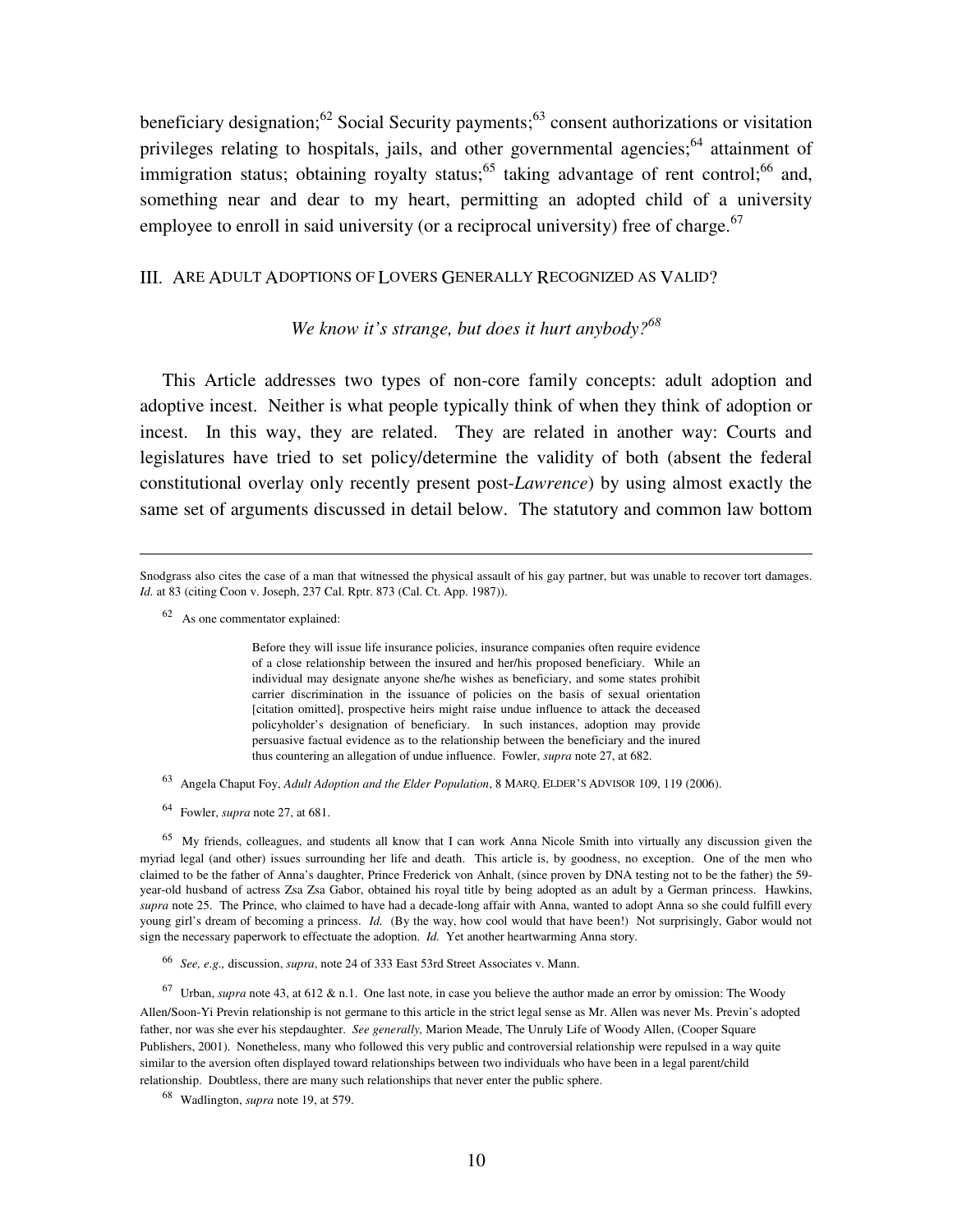beneficiary designation;[62] Social Security payments;[63] consent authorizations or visitation privileges relating to hospitals, jails, and other governmental agencies;[64] attainment of immigration status; obtaining royalty status;[65] taking advantage of rent control;[66] and, something near and dear to my heart, permitting an adopted child of a university employee to enroll in said university (or a reciprocal university) free of charge.[67]

## III. ARE ADULT ADOPTIONS OF LOVERS GENERALLY RECOGNIZED AS VALID?

*We know it's strange, but does it hurt anybody?*[68]

This Article addresses two types of non-core family concepts: adult adoption and adoptive incest. Neither is what people typically think of when they think of adoption or incest. In this way, they are related. They are related in another way: Courts and legislatures have tried to set policy/determine the validity of both (absent the federal constitutional overlay only recently present post-*Lawrence*) by using almost exactly the same set of arguments discussed in detail below. The statutory and common law bottom

---

Snodgrass also cites the case of a man that witnessed the physical assault of his gay partner, but was unable to recover tort damages. *Id.* at 83 (citing Coon v. Joseph, 237 Cal. Rptr. 873 (Cal. Ct. App. 1987)).

[62] As one commentator explained:

> Before they will issue life insurance policies, insurance companies often require evidence of a close relationship between the insured and her/his proposed beneficiary. While an individual may designate anyone she/he wishes as beneficiary, and some states prohibit carrier discrimination in the issuance of policies on the basis of sexual orientation [citation omitted], prospective heirs might raise undue influence to attack the deceased policyholder's designation of beneficiary. In such instances, adoption may provide persuasive factual evidence as to the relationship between the beneficiary and the inured thus countering an allegation of undue influence. Fowler, *supra* note 27, at 682.

[63] Angela Chaput Foy, *Adult Adoption and the Elder Population*, 8 MARQ. ELDER'S ADVISOR 109, 119 (2006).

[64] Fowler, *supra* note 27, at 681.

[65] My friends, colleagues, and students all know that I can work Anna Nicole Smith into virtually any discussion given the myriad legal (and other) issues surrounding her life and death. This article is, by goodness, no exception. One of the men who claimed to be the father of Anna's daughter, Prince Frederick von Anhalt, (since proven by DNA testing not to be the father) the 59-year-old husband of actress Zsa Zsa Gabor, obtained his royal title by being adopted as an adult by a German princess. Hawkins, *supra* note 25. The Prince, who claimed to have had a decade-long affair with Anna, wanted to adopt Anna so she could fulfill every young girl's dream of becoming a princess. *Id.* (By the way, how cool would that have been!) Not surprisingly, Gabor would not sign the necessary paperwork to effectuate the adoption. *Id.* Yet another heartwarming Anna story.

[66] *See, e.g.,* discussion, *supra*, note 24 of 333 East 53rd Street Associates v. Mann.

[67] Urban, *supra* note 43, at 612 & n.1. One last note, in case you believe the author made an error by omission: The Woody Allen/Soon-Yi Previn relationship is not germane to this article in the strict legal sense as Mr. Allen was never Ms. Previn's adopted father, nor was she ever his stepdaughter. *See generally,* Marion Meade, The Unruly Life of Woody Allen, (Cooper Square Publishers, 2001). Nonetheless, many who followed this very public and controversial relationship were repulsed in a way quite similar to the aversion often displayed toward relationships between two individuals who have been in a legal parent/child relationship. Doubtless, there are many such relationships that never enter the public sphere.

[68] Wadlington, *supra* note 19, at 579.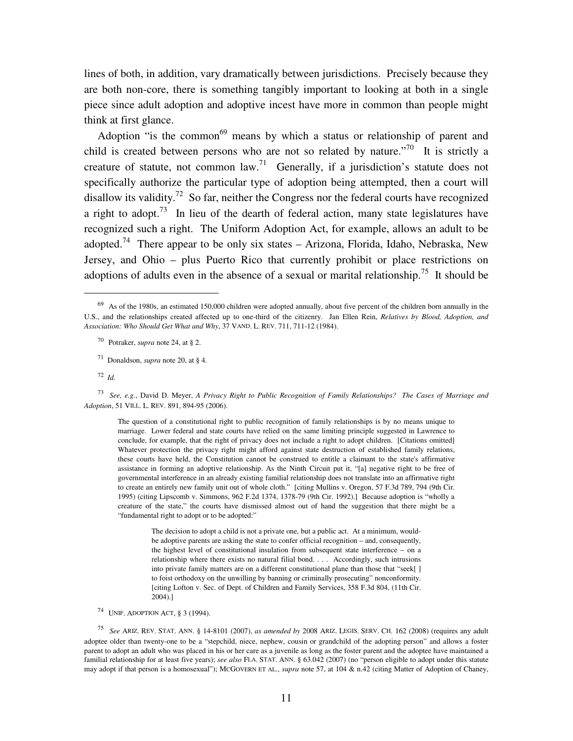lines of both, in addition, vary dramatically between jurisdictions. Precisely because they are both non-core, there is something tangibly important to looking at both in a single piece since adult adoption and adoptive incest have more in common than people might think at first glance.

Adoption "is the common[69] means by which a status or relationship of parent and child is created between persons who are not so related by nature."[70] It is strictly a creature of statute, not common law.[71] Generally, if a jurisdiction's statute does not specifically authorize the particular type of adoption being attempted, then a court will disallow its validity.[72] So far, neither the Congress nor the federal courts have recognized a right to adopt.[73] In lieu of the dearth of federal action, many state legislatures have recognized such a right. The Uniform Adoption Act, for example, allows an adult to be adopted.[74] There appear to be only six states – Arizona, Florida, Idaho, Nebraska, New Jersey, and Ohio – plus Puerto Rico that currently prohibit or place restrictions on adoptions of adults even in the absence of a sexual or marital relationship.[75] It should be

---

[69] As of the 1980s, an estimated 150,000 children were adopted annually, about five percent of the children born annually in the U.S., and the relationships created affected up to one-third of the citizenry. Jan Ellen Rein, *Relatives by Blood, Adoption, and Association: Who Should Get What and Why*, 37 VAND. L. REV. 711, 711-12 (1984).

[70] Potraker, *supra* note 24, at § 2.

[71] Donaldson, *supra* note 20, at § 4.

[72] *Id.*

[73] *See, e.g.*, David D. Meyer, *A Privacy Right to Public Recognition of Family Relationships? The Cases of Marriage and Adoption*, 51 VILL. L. REV. 891, 894-95 (2006).

> The question of a constitutional right to public recognition of family relationships is by no means unique to marriage. Lower federal and state courts have relied on the same limiting principle suggested in Lawrence to conclude, for example, that the right of privacy does not include a right to adopt children. [Citations omitted] Whatever protection the privacy right might afford against state destruction of established family relations, these courts have held, the Constitution cannot be construed to entitle a claimant to the state's affirmative assistance in forming an adoptive relationship. As the Ninth Circuit put it, "[a] negative right to be free of governmental interference in an already existing familial relationship does not translate into an affirmative right to create an entirely new family unit out of whole cloth." [citing Mullins v. Oregon, 57 F.3d 789, 794 (9th Cir. 1995) (citing Lipscomb v. Simmons, 962 F.2d 1374, 1378-79 (9th Cir. 1992).] Because adoption is "wholly a creature of the state," the courts have dismissed almost out of hand the suggestion that there might be a "fundamental right to adopt or to be adopted:"
>
>> The decision to adopt a child is not a private one, but a public act. At a minimum, would-be adoptive parents are asking the state to confer official recognition – and, consequently, the highest level of constitutional insulation from subsequent state interference – on a relationship where there exists no natural filial bond. . . . Accordingly, such intrusions into private family matters are on a different constitutional plane than those that "seek[ ] to foist orthodoxy on the unwilling by banning or criminally prosecuting" nonconformity. [citing Lofton v. Sec. of Dept. of Children and Family Services, 358 F.3d 804, (11th Cir. 2004).]

[74] UNIF. ADOPTION ACT, § 3 (1994).

[75] *See* ARIZ. REV. STAT. ANN. § 14-8101 (2007), *as amended by* 2008 ARIZ. LEGIS. SERV. CH. 162 (2008) (requires any adult adoptee older than twenty-one to be a "stepchild, niece, nephew, cousin or grandchild of the adopting person" and allows a foster parent to adopt an adult who was placed in his or her care as a juvenile as long as the foster parent and the adoptee have maintained a familial relationship for at least five years); *see also* FLA. STAT. ANN. § 63.042 (2007) (no "person eligible to adopt under this statute may adopt if that person is a homosexual"); MCGOVERN ET AL., *supra* note 57, at 104 & n.42 (citing Matter of Adoption of Chaney,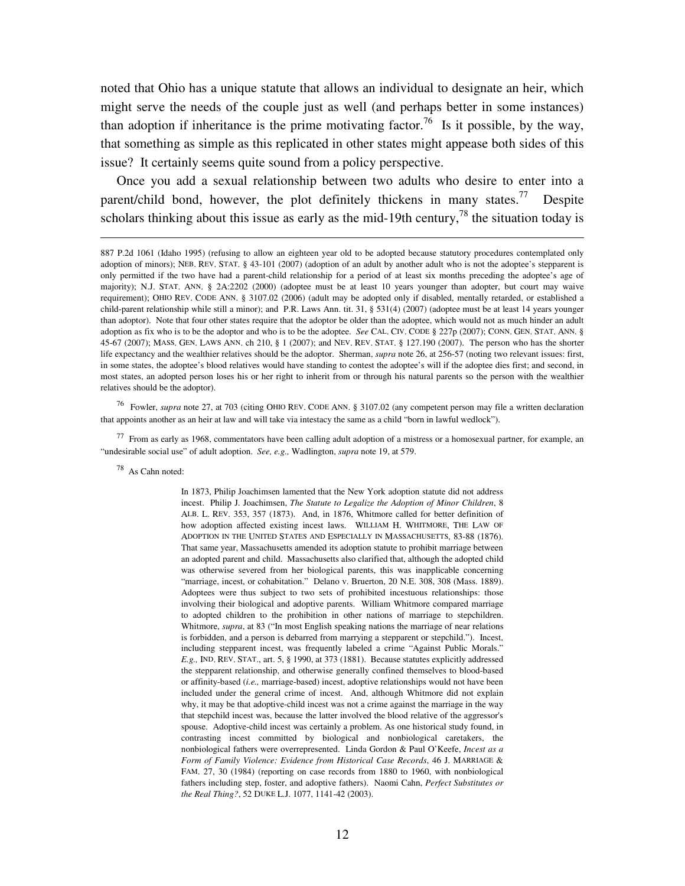noted that Ohio has a unique statute that allows an individual to designate an heir, which might serve the needs of the couple just as well (and perhaps better in some instances) than adoption if inheritance is the prime motivating factor.[76] Is it possible, by the way, that something as simple as this replicated in other states might appease both sides of this issue? It certainly seems quite sound from a policy perspective.

Once you add a sexual relationship between two adults who desire to enter into a parent/child bond, however, the plot definitely thickens in many states.[77] Despite scholars thinking about this issue as early as the mid-19th century,[78] the situation today is

---

887 P.2d 1061 (Idaho 1995) (refusing to allow an eighteen year old to be adopted because statutory procedures contemplated only adoption of minors); NEB. REV. STAT. § 43-101 (2007) (adoption of an adult by another adult who is not the adoptee's stepparent is only permitted if the two have had a parent-child relationship for a period of at least six months preceding the adoptee's age of majority); N.J. STAT. ANN. § 2A:2202 (2000) (adoptee must be at least 10 years younger than adopter, but court may waive requirement); OHIO REV. CODE ANN. § 3107.02 (2006) (adult may be adopted only if disabled, mentally retarded, or established a child-parent relationship while still a minor); and P.R. Laws Ann. tit. 31, § 531(4) (2007) (adoptee must be at least 14 years younger than adoptor). Note that four other states require that the adoptor be older than the adoptee, which would not as much hinder an adult adoption as fix who is to be the adoptor and who is to be the adoptee. *See* CAL. CIV. CODE § 227p (2007); CONN. GEN. STAT. ANN. § 45-67 (2007); MASS. GEN. LAWS ANN. ch 210, § 1 (2007); and NEV. REV. STAT. § 127.190 (2007). The person who has the shorter life expectancy and the wealthier relatives should be the adoptor. Sherman, *supra* note 26, at 256-57 (noting two relevant issues: first, in some states, the adoptee's blood relatives would have standing to contest the adoptee's will if the adoptee dies first; and second, in most states, an adopted person loses his or her right to inherit from or through his natural parents so the person with the wealthier relatives should be the adoptor).

[76] Fowler, *supra* note 27, at 703 (citing OHIO REV. CODE ANN. § 3107.02 (any competent person may file a written declaration that appoints another as an heir at law and will take via intestacy the same as a child "born in lawful wedlock").

[77] From as early as 1968, commentators have been calling adult adoption of a mistress or a homosexual partner, for example, an "undesirable social use" of adult adoption. *See, e.g.,* Wadlington, *supra* note 19, at 579.

[78] As Cahn noted:

> In 1873, Philip Joachimsen lamented that the New York adoption statute did not address incest. Philip J. Joachimsen, *The Statute to Legalize the Adoption of Minor Children*, 8 ALB. L. REV. 353, 357 (1873). And, in 1876, Whitmore called for better definition of how adoption affected existing incest laws. WILLIAM H. WHITMORE, THE LAW OF ADOPTION IN THE UNITED STATES AND ESPECIALLY IN MASSACHUSETTS, 83-88 (1876). That same year, Massachusetts amended its adoption statute to prohibit marriage between an adopted parent and child. Massachusetts also clarified that, although the adopted child was otherwise severed from her biological parents, this was inapplicable concerning "marriage, incest, or cohabitation." Delano v. Bruerton, 20 N.E. 308, 308 (Mass. 1889). Adoptees were thus subject to two sets of prohibited incestuous relationships: those involving their biological and adoptive parents. William Whitmore compared marriage to adopted children to the prohibition in other nations of marriage to stepchildren. Whitmore, *supra*, at 83 ("In most English speaking nations the marriage of near relations is forbidden, and a person is debarred from marrying a stepparent or stepchild."). Incest, including stepparent incest, was frequently labeled a crime "Against Public Morals." *E.g.,* IND. REV. STAT., art. 5, § 1990, at 373 (1881). Because statutes explicitly addressed the stepparent relationship, and otherwise generally confined themselves to blood-based or affinity-based (*i.e.,* marriage-based) incest, adoptive relationships would not have been included under the general crime of incest. And, although Whitmore did not explain why, it may be that adoptive-child incest was not a crime against the marriage in the way that stepchild incest was, because the latter involved the blood relative of the aggressor's spouse. Adoptive-child incest was certainly a problem. As one historical study found, in contrasting incest committed by biological and nonbiological caretakers, the nonbiological fathers were overrepresented. Linda Gordon & Paul O'Keefe, *Incest as a Form of Family Violence: Evidence from Historical Case Records*, 46 J. MARRIAGE & FAM. 27, 30 (1984) (reporting on case records from 1880 to 1960, with nonbiological fathers including step, foster, and adoptive fathers). Naomi Cahn, *Perfect Substitutes or the Real Thing?*, 52 DUKE L.J. 1077, 1141-42 (2003).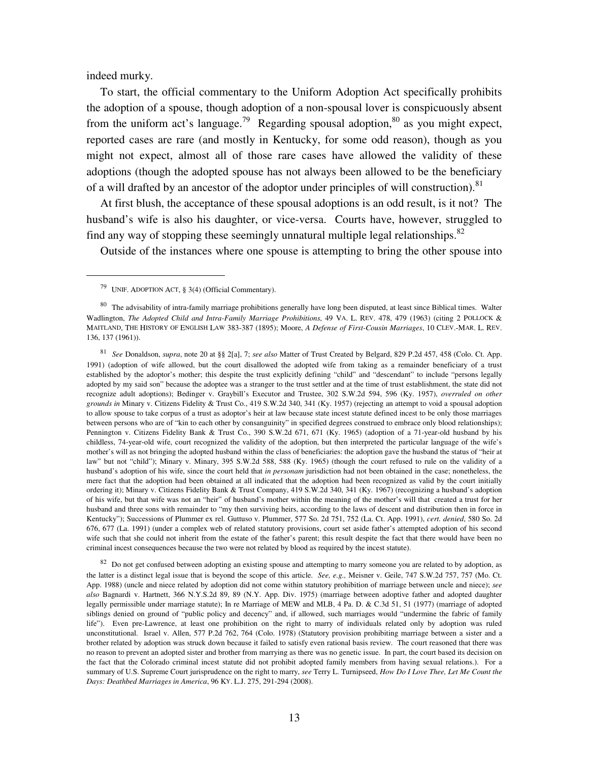indeed murky.

To start, the official commentary to the Uniform Adoption Act specifically prohibits the adoption of a spouse, though adoption of a non-spousal lover is conspicuously absent from the uniform act's language.[79] Regarding spousal adoption,[80] as you might expect, reported cases are rare (and mostly in Kentucky, for some odd reason), though as you might not expect, almost all of those rare cases have allowed the validity of these adoptions (though the adopted spouse has not always been allowed to be the beneficiary of a will drafted by an ancestor of the adoptor under principles of will construction).[81]

At first blush, the acceptance of these spousal adoptions is an odd result, is it not? The husband's wife is also his daughter, or vice-versa. Courts have, however, struggled to find any way of stopping these seemingly unnatural multiple legal relationships.[82]

Outside of the instances where one spouse is attempting to bring the other spouse into

---

[79] UNIF. ADOPTION ACT, § 3(4) (Official Commentary).

[80] The advisability of intra-family marriage prohibitions generally have long been disputed, at least since Biblical times. Walter Wadlington, *The Adopted Child and Intra-Family Marriage Prohibitions*, 49 VA. L. REV. 478, 479 (1963) (citing 2 POLLOCK & MAITLAND, THE HISTORY OF ENGLISH LAW 383-387 (1895); Moore, *A Defense of First-Cousin Marriages*, 10 CLEV.-MAR. L. REV. 136, 137 (1961)).

[81] *See* Donaldson, *supra*, note 20 at §§ 2[a], 7; *see also* Matter of Trust Created by Belgard, 829 P.2d 457, 458 (Colo. Ct. App. 1991) (adoption of wife allowed, but the court disallowed the adopted wife from taking as a remainder beneficiary of a trust established by the adoptor's mother; this despite the trust explicitly defining "child" and "descendant" to include "persons legally adopted by my said son" because the adoptee was a stranger to the trust settler and at the time of trust establishment, the state did not recognize adult adoptions); Bedinger v. Graybill's Executor and Trustee, 302 S.W.2d 594, 596 (Ky. 1957), *overruled on other grounds in* Minary v. Citizens Fidelity & Trust Co., 419 S.W.2d 340, 341 (Ky. 1957) (rejecting an attempt to void a spousal adoption to allow spouse to take corpus of a trust as adoptor's heir at law because state incest statute defined incest to be only those marriages between persons who are of "kin to each other by consanguinity" in specified degrees construed to embrace only blood relationships); Pennington v. Citizens Fidelity Bank & Trust Co., 390 S.W.2d 671, 671 (Ky. 1965) (adoption of a 71-year-old husband by his childless, 74-year-old wife, court recognized the validity of the adoption, but then interpreted the particular language of the wife's mother's will as not bringing the adopted husband within the class of beneficiaries: the adoption gave the husband the status of "heir at law" but not "child"); Minary v. Minary, 395 S.W.2d 588, 588 (Ky. 1965) (though the court refused to rule on the validity of a husband's adoption of his wife, since the court held that *in personam* jurisdiction had not been obtained in the case; nonetheless, the mere fact that the adoption had been obtained at all indicated that the adoption had been recognized as valid by the court initially ordering it); Minary v. Citizens Fidelity Bank & Trust Company, 419 S.W.2d 340, 341 (Ky. 1967) (recognizing a husband's adoption of his wife, but that wife was not an "heir" of husband's mother within the meaning of the mother's will that created a trust for her husband and three sons with remainder to "my then surviving heirs, according to the laws of descent and distribution then in force in Kentucky"); Successions of Plummer ex rel. Guttuso v. Plummer, 577 So. 2d 751, 752 (La. Ct. App. 1991), *cert. denied*, 580 So. 2d 676, 677 (La. 1991) (under a complex web of related statutory provisions, court set aside father's attempted adoption of his second wife such that she could not inherit from the estate of the father's parent; this result despite the fact that there would have been no criminal incest consequences because the two were not related by blood as required by the incest statute).

[82] Do not get confused between adopting an existing spouse and attempting to marry someone you are related to by adoption, as the latter is a distinct legal issue that is beyond the scope of this article. *See, e.g.,* Meisner v. Geile, 747 S.W.2d 757, 757 (Mo. Ct. App. 1988) (uncle and niece related by adoption did not come within statutory prohibition of marriage between uncle and niece); *see also* Bagnardi v. Hartnett, 366 N.Y.S.2d 89, 89 (N.Y. App. Div. 1975) (marriage between adoptive father and adopted daughter legally permissible under marriage statute); In re Marriage of MEW and MLB, 4 Pa. D. & C.3d 51, 51 (1977) (marriage of adopted siblings denied on ground of "public policy and decency" and, if allowed, such marriages would "undermine the fabric of family life"). Even pre-Lawrence, at least one prohibition on the right to marry of individuals related only by adoption was ruled unconstitutional. Israel v. Allen, 577 P.2d 762, 764 (Colo. 1978) (Statutory provision prohibiting marriage between a sister and a brother related by adoption was struck down because it failed to satisfy even rational basis review. The court reasoned that there was no reason to prevent an adopted sister and brother from marrying as there was no genetic issue. In part, the court based its decision on the fact that the Colorado criminal incest statute did not prohibit adopted family members from having sexual relations.). For a summary of U.S. Supreme Court jurisprudence on the right to marry, *see* Terry L. Turnipseed, *How Do I Love Thee, Let Me Count the Days: Deathbed Marriages in America*, 96 KY. L.J. 275, 291-294 (2008).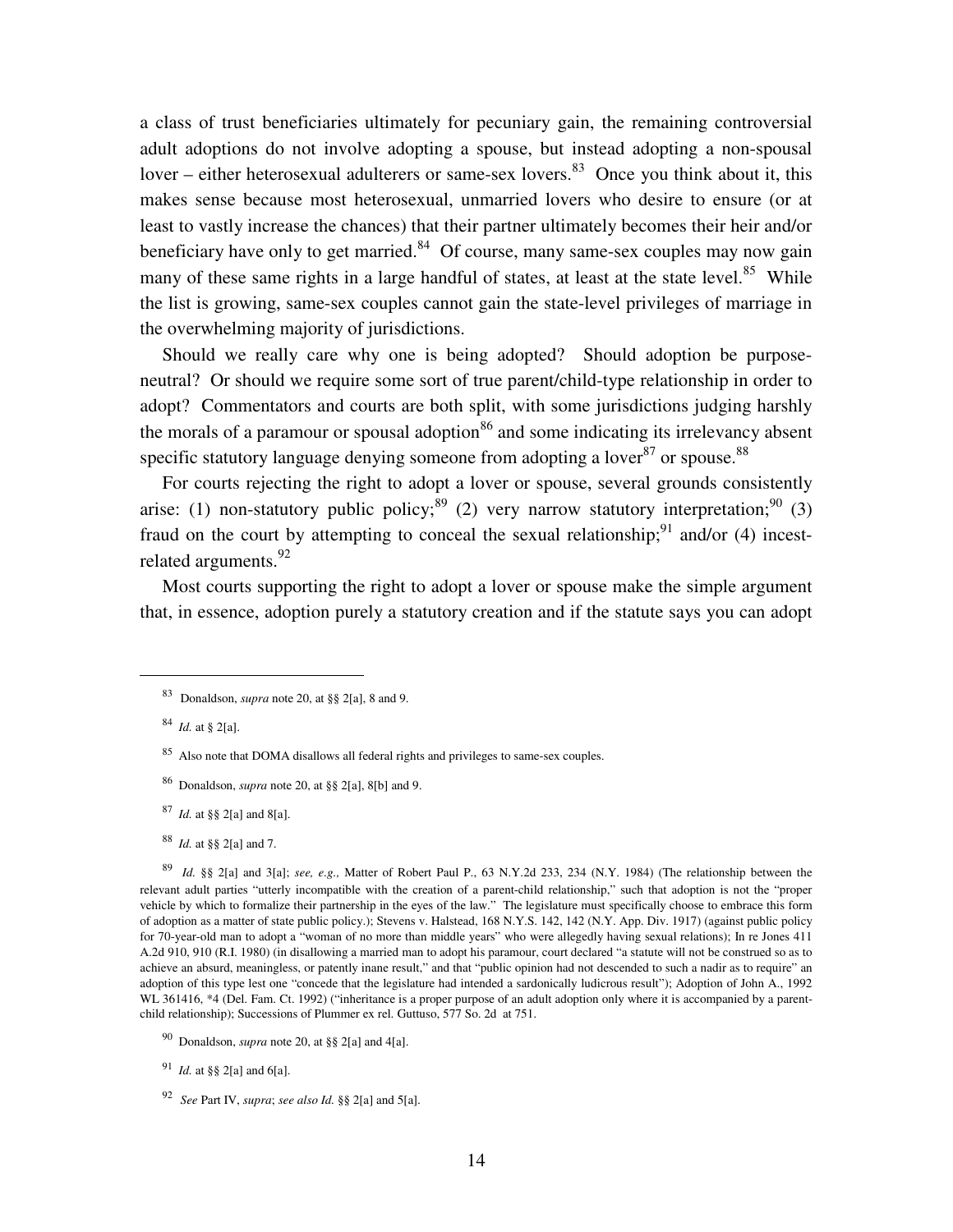a class of trust beneficiaries ultimately for pecuniary gain, the remaining controversial adult adoptions do not involve adopting a spouse, but instead adopting a non-spousal lover – either heterosexual adulterers or same-sex lovers.[83] Once you think about it, this makes sense because most heterosexual, unmarried lovers who desire to ensure (or at least to vastly increase the chances) that their partner ultimately becomes their heir and/or beneficiary have only to get married.[84] Of course, many same-sex couples may now gain many of these same rights in a large handful of states, at least at the state level.[85] While the list is growing, same-sex couples cannot gain the state-level privileges of marriage in the overwhelming majority of jurisdictions.

Should we really care why one is being adopted? Should adoption be purpose-neutral? Or should we require some sort of true parent/child-type relationship in order to adopt? Commentators and courts are both split, with some jurisdictions judging harshly the morals of a paramour or spousal adoption[86] and some indicating its irrelevancy absent specific statutory language denying someone from adopting a lover[87] or spouse.[88]

For courts rejecting the right to adopt a lover or spouse, several grounds consistently arise: (1) non-statutory public policy;[89] (2) very narrow statutory interpretation;[90] (3) fraud on the court by attempting to conceal the sexual relationship;[91] and/or (4) incest-related arguments.[92]

Most courts supporting the right to adopt a lover or spouse make the simple argument that, in essence, adoption purely a statutory creation and if the statute says you can adopt

---

[83] Donaldson, *supra* note 20, at §§ 2[a], 8 and 9.

[84] *Id.* at § 2[a].

[85] Also note that DOMA disallows all federal rights and privileges to same-sex couples.

[86] Donaldson, *supra* note 20, at §§ 2[a], 8[b] and 9.

[87] *Id.* at §§ 2[a] and 8[a].

[88] *Id.* at §§ 2[a] and 7.

[89] *Id.* §§ 2[a] and 3[a]; *see, e.g.,* Matter of Robert Paul P., 63 N.Y.2d 233, 234 (N.Y. 1984) (The relationship between the relevant adult parties "utterly incompatible with the creation of a parent-child relationship," such that adoption is not the "proper vehicle by which to formalize their partnership in the eyes of the law." The legislature must specifically choose to embrace this form of adoption as a matter of state public policy.); Stevens v. Halstead, 168 N.Y.S. 142, 142 (N.Y. App. Div. 1917) (against public policy for 70-year-old man to adopt a "woman of no more than middle years" who were allegedly having sexual relations); In re Jones 411 A.2d 910, 910 (R.I. 1980) (in disallowing a married man to adopt his paramour, court declared "a statute will not be construed so as to achieve an absurd, meaningless, or patently inane result," and that "public opinion had not descended to such a nadir as to require" an adoption of this type lest one "concede that the legislature had intended a sardonically ludicrous result"); Adoption of John A., 1992 WL 361416, *4 (Del. Fam. Ct. 1992) ("inheritance is a proper purpose of an adult adoption only where it is accompanied by a parent-child relationship); Successions of Plummer ex rel. Guttuso, 577 So. 2d at 751.

[90] Donaldson, *supra* note 20, at §§ 2[a] and 4[a].

[91] *Id.* at §§ 2[a] and 6[a].

[92] *See* Part IV, *supra*; *see also Id.* §§ 2[a] and 5[a].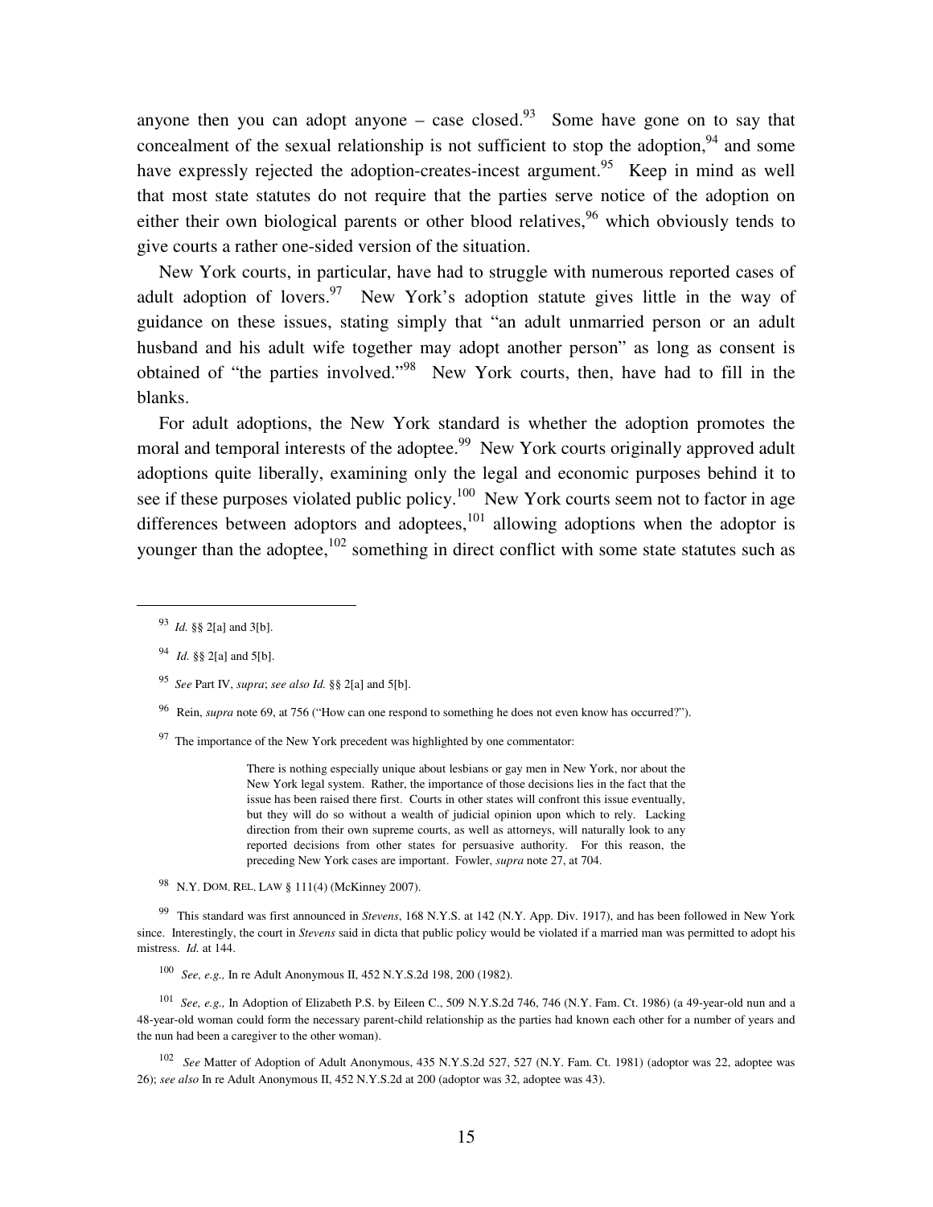anyone then you can adopt anyone – case closed.[93] Some have gone on to say that concealment of the sexual relationship is not sufficient to stop the adoption,[94] and some have expressly rejected the adoption-creates-incest argument.[95] Keep in mind as well that most state statutes do not require that the parties serve notice of the adoption on either their own biological parents or other blood relatives,[96] which obviously tends to give courts a rather one-sided version of the situation.

New York courts, in particular, have had to struggle with numerous reported cases of adult adoption of lovers.[97] New York's adoption statute gives little in the way of guidance on these issues, stating simply that "an adult unmarried person or an adult husband and his adult wife together may adopt another person" as long as consent is obtained of "the parties involved."[98] New York courts, then, have had to fill in the blanks.

For adult adoptions, the New York standard is whether the adoption promotes the moral and temporal interests of the adoptee.[99] New York courts originally approved adult adoptions quite liberally, examining only the legal and economic purposes behind it to see if these purposes violated public policy.[100] New York courts seem not to factor in age differences between adoptors and adoptees,[101] allowing adoptions when the adoptor is younger than the adoptee,[102] something in direct conflict with some state statutes such as

---

[93] *Id.* §§ 2[a] and 3[b].

[94] *Id.* §§ 2[a] and 5[b].

[95] *See* Part IV, *supra*; *see also Id.* §§ 2[a] and 5[b].

[96] Rein, *supra* note 69, at 756 ("How can one respond to something he does not even know has occurred?").

[97] The importance of the New York precedent was highlighted by one commentator:

> There is nothing especially unique about lesbians or gay men in New York, nor about the New York legal system. Rather, the importance of those decisions lies in the fact that the issue has been raised there first. Courts in other states will confront this issue eventually, but they will do so without a wealth of judicial opinion upon which to rely. Lacking direction from their own supreme courts, as well as attorneys, will naturally look to any reported decisions from other states for persuasive authority. For this reason, the preceding New York cases are important. Fowler, *supra* note 27, at 704.

[98] N.Y. DOM. REL. LAW § 111(4) (McKinney 2007).

[99] This standard was first announced in *Stevens*, 168 N.Y.S. at 142 (N.Y. App. Div. 1917), and has been followed in New York since. Interestingly, the court in *Stevens* said in dicta that public policy would be violated if a married man was permitted to adopt his mistress. *Id.* at 144.

[100] *See, e.g.,* In re Adult Anonymous II, 452 N.Y.S.2d 198, 200 (1982).

[101] *See, e.g.,* In Adoption of Elizabeth P.S. by Eileen C., 509 N.Y.S.2d 746, 746 (N.Y. Fam. Ct. 1986) (a 49-year-old nun and a 48-year-old woman could form the necessary parent-child relationship as the parties had known each other for a number of years and the nun had been a caregiver to the other woman).

[102] *See* Matter of Adoption of Adult Anonymous, 435 N.Y.S.2d 527, 527 (N.Y. Fam. Ct. 1981) (adoptor was 22, adoptee was 26); *see also* In re Adult Anonymous II, 452 N.Y.S.2d at 200 (adoptor was 32, adoptee was 43).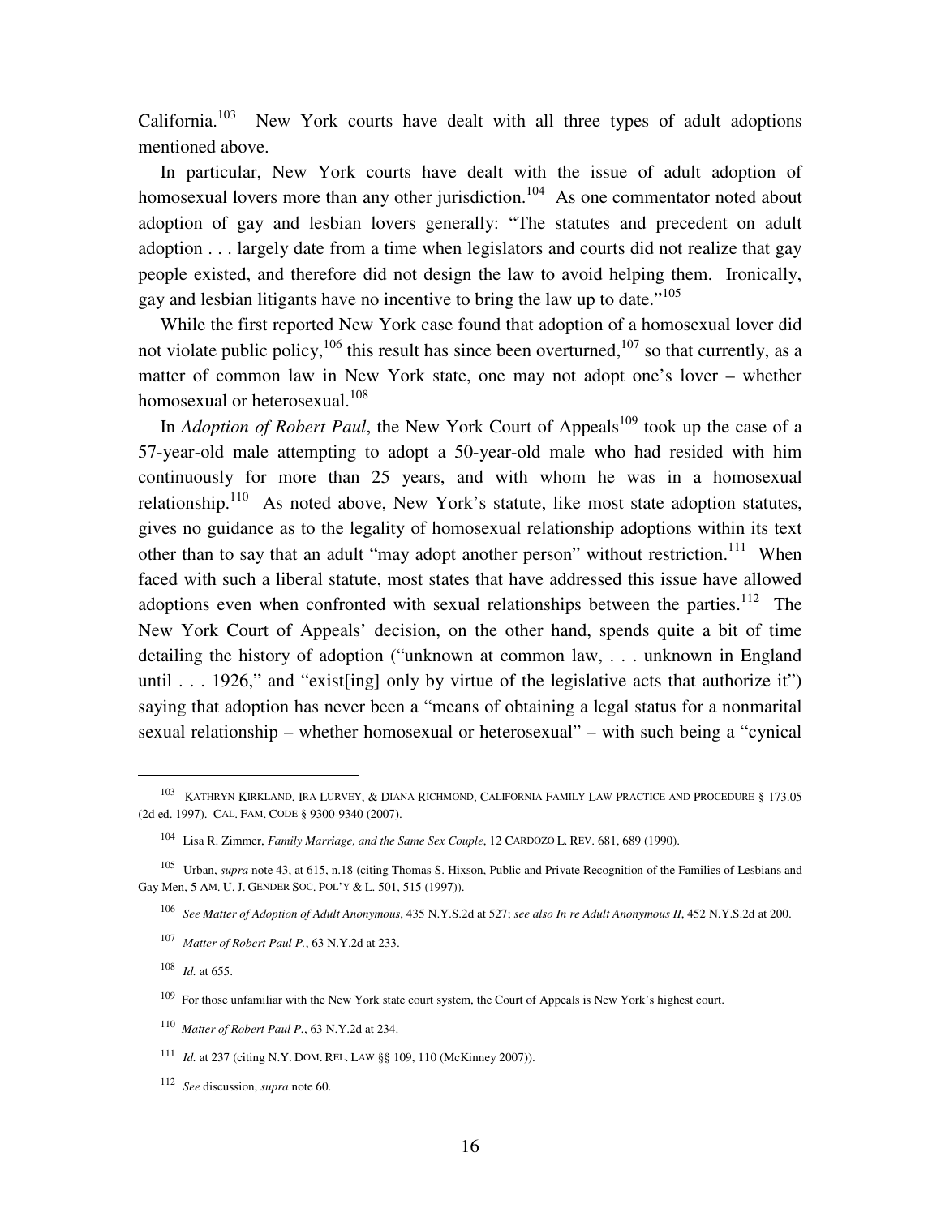California.[103] New York courts have dealt with all three types of adult adoptions mentioned above.

In particular, New York courts have dealt with the issue of adult adoption of homosexual lovers more than any other jurisdiction.[104] As one commentator noted about adoption of gay and lesbian lovers generally: "The statutes and precedent on adult adoption . . . largely date from a time when legislators and courts did not realize that gay people existed, and therefore did not design the law to avoid helping them. Ironically, gay and lesbian litigants have no incentive to bring the law up to date."[105]

While the first reported New York case found that adoption of a homosexual lover did not violate public policy,[106] this result has since been overturned,[107] so that currently, as a matter of common law in New York state, one may not adopt one's lover – whether homosexual or heterosexual.[108]

In *Adoption of Robert Paul*, the New York Court of Appeals[109] took up the case of a 57-year-old male attempting to adopt a 50-year-old male who had resided with him continuously for more than 25 years, and with whom he was in a homosexual relationship.[110] As noted above, New York's statute, like most state adoption statutes, gives no guidance as to the legality of homosexual relationship adoptions within its text other than to say that an adult "may adopt another person" without restriction.[111] When faced with such a liberal statute, most states that have addressed this issue have allowed adoptions even when confronted with sexual relationships between the parties.[112] The New York Court of Appeals' decision, on the other hand, spends quite a bit of time detailing the history of adoption ("unknown at common law, . . . unknown in England until . . . 1926," and "exist[ing] only by virtue of the legislative acts that authorize it") saying that adoption has never been a "means of obtaining a legal status for a nonmarital sexual relationship – whether homosexual or heterosexual" – with such being a "cynical

---

[103] KATHRYN KIRKLAND, IRA LURVEY, & DIANA RICHMOND, CALIFORNIA FAMILY LAW PRACTICE AND PROCEDURE § 173.05 (2d ed. 1997). CAL. FAM. CODE § 9300-9340 (2007).

[104] Lisa R. Zimmer, *Family Marriage, and the Same Sex Couple*, 12 CARDOZO L. REV. 681, 689 (1990).

[105] Urban, *supra* note 43, at 615, n.18 (citing Thomas S. Hixson, Public and Private Recognition of the Families of Lesbians and Gay Men, 5 AM. U. J. GENDER SOC. POL'Y & L. 501, 515 (1997)).

[106] *See Matter of Adoption of Adult Anonymous*, 435 N.Y.S.2d at 527; *see also In re Adult Anonymous II*, 452 N.Y.S.2d at 200.

[107] *Matter of Robert Paul P.*, 63 N.Y.2d at 233.

[108] *Id.* at 655.

[109] For those unfamiliar with the New York state court system, the Court of Appeals is New York's highest court.

[110] *Matter of Robert Paul P.*, 63 N.Y.2d at 234.

[111] *Id.* at 237 (citing N.Y. DOM. REL. LAW §§ 109, 110 (McKinney 2007)).

[112] *See* discussion, *supra* note 60.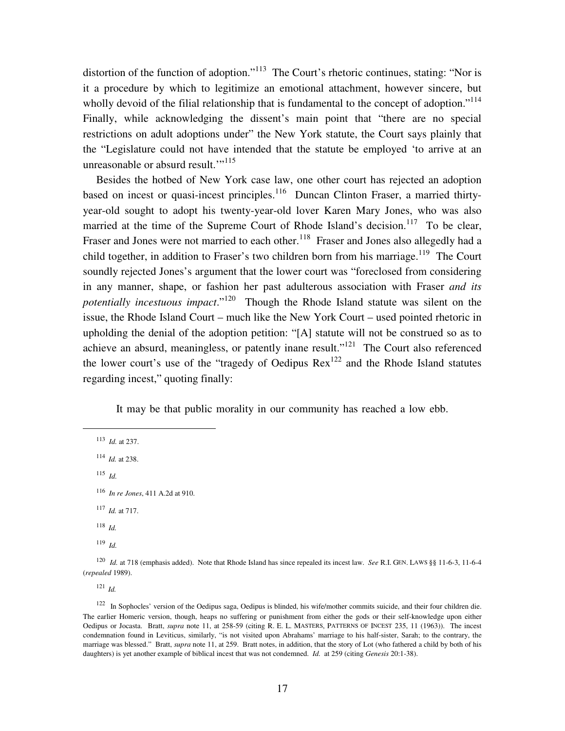distortion of the function of adoption."[113] The Court's rhetoric continues, stating: "Nor is it a procedure by which to legitimize an emotional attachment, however sincere, but wholly devoid of the filial relationship that is fundamental to the concept of adoption."[114] Finally, while acknowledging the dissent's main point that "there are no special restrictions on adult adoptions under" the New York statute, the Court says plainly that the "Legislature could not have intended that the statute be employed 'to arrive at an unreasonable or absurd result.'"[115]

Besides the hotbed of New York case law, one other court has rejected an adoption based on incest or quasi-incest principles.[116] Duncan Clinton Fraser, a married thirty-year-old sought to adopt his twenty-year-old lover Karen Mary Jones, who was also married at the time of the Supreme Court of Rhode Island's decision.[117] To be clear, Fraser and Jones were not married to each other.[118] Fraser and Jones also allegedly had a child together, in addition to Fraser's two children born from his marriage.[119] The Court soundly rejected Jones's argument that the lower court was "foreclosed from considering in any manner, shape, or fashion her past adulterous association with Fraser *and its potentially incestuous impact*."[120] Though the Rhode Island statute was silent on the issue, the Rhode Island Court – much like the New York Court – used pointed rhetoric in upholding the denial of the adoption petition: "[A] statute will not be construed so as to achieve an absurd, meaningless, or patently inane result."[121] The Court also referenced the lower court's use of the "tragedy of Oedipus Rex[122] and the Rhode Island statutes regarding incest," quoting finally:

> It may be that public morality in our community has reached a low ebb.

---

[113] *Id.* at 237.

[114] *Id.* at 238.

[115] *Id.*

[116] *In re Jones*, 411 A.2d at 910.

[117] *Id.* at 717.

[118] *Id.*

[119] *Id.*

[120] *Id.* at 718 (emphasis added). Note that Rhode Island has since repealed its incest law. *See* R.I. GEN. LAWS §§ 11-6-3, 11-6-4 (*repealed* 1989).

[121] *Id.*

[122] In Sophocles' version of the Oedipus saga, Oedipus is blinded, his wife/mother commits suicide, and their four children die. The earlier Homeric version, though, heaps no suffering or punishment from either the gods or their self-knowledge upon either Oedipus or Jocasta. Bratt, *supra* note 11, at 258-59 (citing R. E. L. MASTERS, PATTERNS OF INCEST 235, 11 (1963)). The incest condemnation found in Leviticus, similarly, "is not visited upon Abrahams' marriage to his half-sister, Sarah; to the contrary, the marriage was blessed." Bratt, *supra* note 11, at 259. Bratt notes, in addition, that the story of Lot (who fathered a child by both of his daughters) is yet another example of biblical incest that was not condemned. *Id.* at 259 (citing *Genesis* 20:1-38).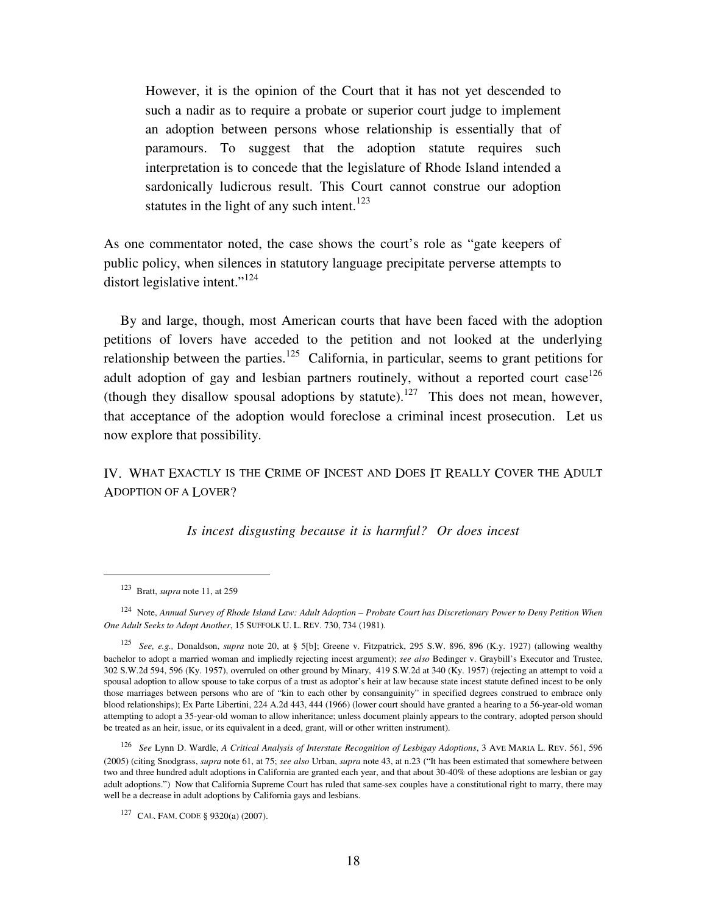> However, it is the opinion of the Court that it has not yet descended to such a nadir as to require a probate or superior court judge to implement an adoption between persons whose relationship is essentially that of paramours. To suggest that the adoption statute requires such interpretation is to concede that the legislature of Rhode Island intended a sardonically ludicrous result. This Court cannot construe our adoption statutes in the light of any such intent.[123]

As one commentator noted, the case shows the court's role as "gate keepers of public policy, when silences in statutory language precipitate perverse attempts to distort legislative intent."[124]

By and large, though, most American courts that have been faced with the adoption petitions of lovers have acceded to the petition and not looked at the underlying relationship between the parties.[125] California, in particular, seems to grant petitions for adult adoption of gay and lesbian partners routinely, without a reported court case[126] (though they disallow spousal adoptions by statute).[127] This does not mean, however, that acceptance of the adoption would foreclose a criminal incest prosecution. Let us now explore that possibility.

## IV. WHAT EXACTLY IS THE CRIME OF INCEST AND DOES IT REALLY COVER THE ADULT ADOPTION OF A LOVER?

*Is incest disgusting because it is harmful? Or does incest*

---

[123] Bratt, *supra* note 11, at 259

[124] Note, *Annual Survey of Rhode Island Law: Adult Adoption – Probate Court has Discretionary Power to Deny Petition When One Adult Seeks to Adopt Another*, 15 SUFFOLK U. L. REV. 730, 734 (1981).

[125] *See, e.g.,* Donaldson, *supra* note 20, at § 5[b]; Greene v. Fitzpatrick, 295 S.W. 896, 896 (K.y. 1927) (allowing wealthy bachelor to adopt a married woman and impliedly rejecting incest argument); *see also* Bedinger v. Graybill's Executor and Trustee, 302 S.W.2d 594, 596 (Ky. 1957), overruled on other ground by Minary, 419 S.W.2d at 340 (Ky. 1957) (rejecting an attempt to void a spousal adoption to allow spouse to take corpus of a trust as adoptor's heir at law because state incest statute defined incest to be only those marriages between persons who are of "kin to each other by consanguinity" in specified degrees construed to embrace only blood relationships); Ex Parte Libertini, 224 A.2d 443, 444 (1966) (lower court should have granted a hearing to a 56-year-old woman attempting to adopt a 35-year-old woman to allow inheritance; unless document plainly appears to the contrary, adopted person should be treated as an heir, issue, or its equivalent in a deed, grant, will or other written instrument).

[126] *See* Lynn D. Wardle, *A Critical Analysis of Interstate Recognition of Lesbigay Adoptions*, 3 AVE MARIA L. REV. 561, 596 (2005) (citing Snodgrass, *supra* note 61, at 75; *see also* Urban, *supra* note 43, at n.23 ("It has been estimated that somewhere between two and three hundred adult adoptions in California are granted each year, and that about 30-40% of these adoptions are lesbian or gay adult adoptions.") Now that California Supreme Court has ruled that same-sex couples have a constitutional right to marry, there may well be a decrease in adult adoptions by California gays and lesbians.

[127] CAL. FAM. CODE § 9320(a) (2007).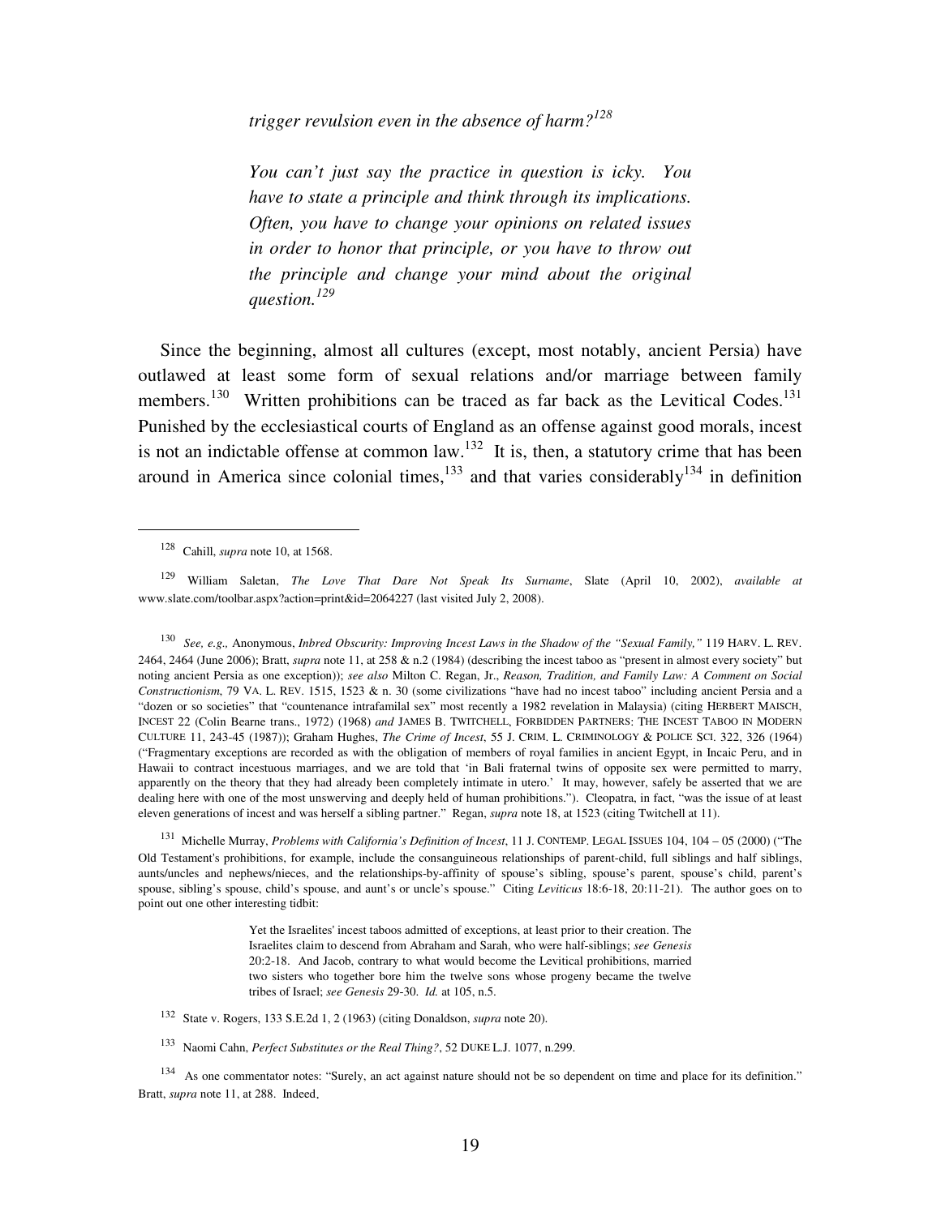*trigger revulsion even in the absence of harm?*[128]

> *You can't just say the practice in question is icky. You have to state a principle and think through its implications. Often, you have to change your opinions on related issues in order to honor that principle, or you have to throw out the principle and change your mind about the original question.*[129]

Since the beginning, almost all cultures (except, most notably, ancient Persia) have outlawed at least some form of sexual relations and/or marriage between family members.[130] Written prohibitions can be traced as far back as the Levitical Codes.[131] Punished by the ecclesiastical courts of England as an offense against good morals, incest is not an indictable offense at common law.[132] It is, then, a statutory crime that has been around in America since colonial times,[133] and that varies considerably[134] in definition

---

[128] Cahill, *supra* note 10, at 1568.

[129] William Saletan, *The Love That Dare Not Speak Its Surname*, Slate (April 10, 2002), *available at* www.slate.com/toolbar.aspx?action=print&id=2064227 (last visited July 2, 2008).

[130] *See, e.g.,* Anonymous, *Inbred Obscurity: Improving Incest Laws in the Shadow of the "Sexual Family,"* 119 HARV. L. REV. 2464, 2464 (June 2006); Bratt, *supra* note 11, at 258 & n.2 (1984) (describing the incest taboo as "present in almost every society" but noting ancient Persia as one exception)); *see also* Milton C. Regan, Jr., *Reason, Tradition, and Family Law: A Comment on Social Constructionism*, 79 VA. L. REV. 1515, 1523 & n. 30 (some civilizations "have had no incest taboo" including ancient Persia and a "dozen or so societies" that "countenance intrafamilal sex" most recently a 1982 revelation in Malaysia) (citing HERBERT MAISCH, INCEST 22 (Colin Bearne trans., 1972) (1968) *and* JAMES B. TWITCHELL, FORBIDDEN PARTNERS: THE INCEST TABOO IN MODERN CULTURE 11, 243-45 (1987)); Graham Hughes, *The Crime of Incest*, 55 J. CRIM. L. CRIMINOLOGY & POLICE SCI. 322, 326 (1964) ("Fragmentary exceptions are recorded as with the obligation of members of royal families in ancient Egypt, in Incaic Peru, and in Hawaii to contract incestuous marriages, and we are told that 'in Bali fraternal twins of opposite sex were permitted to marry, apparently on the theory that they had already been completely intimate in utero.' It may, however, safely be asserted that we are dealing here with one of the most unswerving and deeply held of human prohibitions."). Cleopatra, in fact, "was the issue of at least eleven generations of incest and was herself a sibling partner." Regan, *supra* note 18, at 1523 (citing Twitchell at 11).

[131] Michelle Murray, *Problems with California's Definition of Incest*, 11 J. CONTEMP. LEGAL ISSUES 104, 104 – 05 (2000) ("The Old Testament's prohibitions, for example, include the consanguineous relationships of parent-child, full siblings and half siblings, aunts/uncles and nephews/nieces, and the relationships-by-affinity of spouse's sibling, spouse's parent, spouse's child, parent's spouse, sibling's spouse, child's spouse, and aunt's or uncle's spouse." Citing *Leviticus* 18:6-18, 20:11-21). The author goes on to point out one other interesting tidbit:

> Yet the Israelites' incest taboos admitted of exceptions, at least prior to their creation. The Israelites claim to descend from Abraham and Sarah, who were half-siblings; *see Genesis* 20:2-18. And Jacob, contrary to what would become the Levitical prohibitions, married two sisters who together bore him the twelve sons whose progeny became the twelve tribes of Israel; *see Genesis* 29-30. *Id.* at 105, n.5.

[132] State v. Rogers, 133 S.E.2d 1, 2 (1963) (citing Donaldson, *supra* note 20).

[133] Naomi Cahn, *Perfect Substitutes or the Real Thing?*, 52 DUKE L.J. 1077, n.299.

[134] As one commentator notes: "Surely, an act against nature should not be so dependent on time and place for its definition." Bratt, *supra* note 11, at 288. Indeed,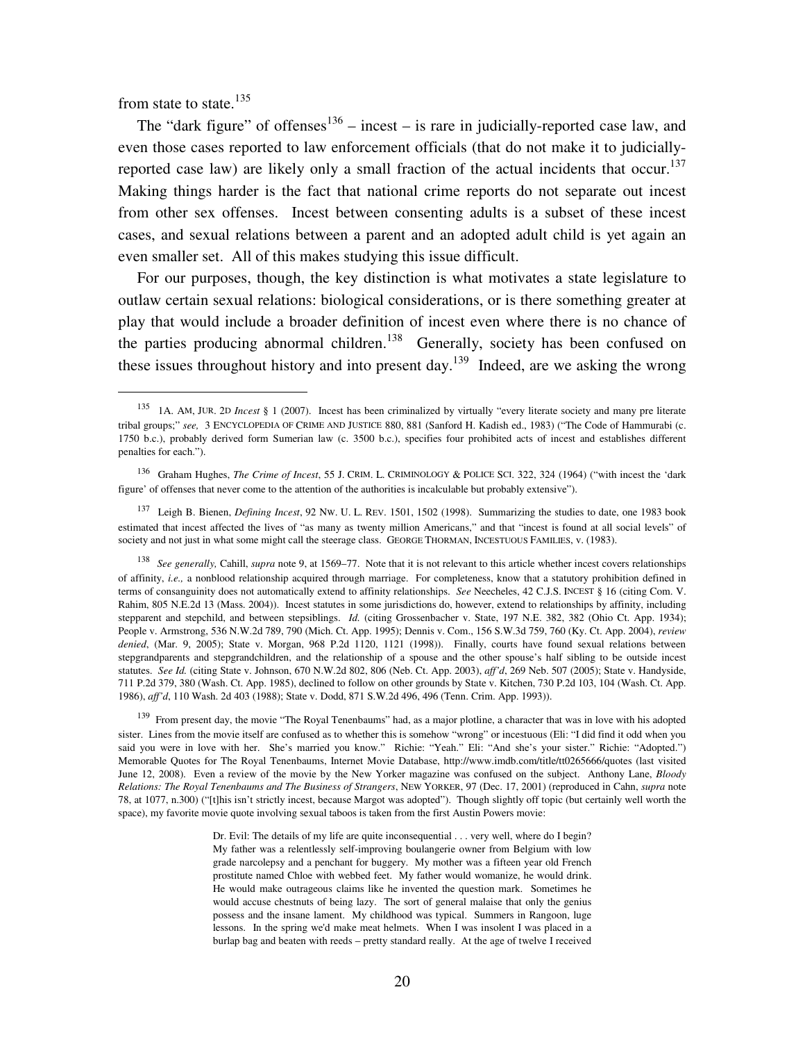from state to state.[135]

The "dark figure" of offenses[136] – incest – is rare in judicially-reported case law, and even those cases reported to law enforcement officials (that do not make it to judicially-reported case law) are likely only a small fraction of the actual incidents that occur.[137] Making things harder is the fact that national crime reports do not separate out incest from other sex offenses. Incest between consenting adults is a subset of these incest cases, and sexual relations between a parent and an adopted adult child is yet again an even smaller set. All of this makes studying this issue difficult.

For our purposes, though, the key distinction is what motivates a state legislature to outlaw certain sexual relations: biological considerations, or is there something greater at play that would include a broader definition of incest even where there is no chance of the parties producing abnormal children.[138] Generally, society has been confused on these issues throughout history and into present day.[139] Indeed, are we asking the wrong

---

[135] 1A. AM, JUR. 2D *Incest* § 1 (2007). Incest has been criminalized by virtually "every literate society and many pre literate tribal groups;" *see,* 3 ENCYCLOPEDIA OF CRIME AND JUSTICE 880, 881 (Sanford H. Kadish ed., 1983) ("The Code of Hammurabi (c. 1750 b.c.), probably derived form Sumerian law (c. 3500 b.c.), specifies four prohibited acts of incest and establishes different penalties for each.").

[136] Graham Hughes, *The Crime of Incest*, 55 J. CRIM. L. CRIMINOLOGY & POLICE SCI. 322, 324 (1964) ("with incest the 'dark figure' of offenses that never come to the attention of the authorities is incalculable but probably extensive").

[137] Leigh B. Bienen, *Defining Incest*, 92 NW. U. L. REV. 1501, 1502 (1998). Summarizing the studies to date, one 1983 book estimated that incest affected the lives of "as many as twenty million Americans," and that "incest is found at all social levels" of society and not just in what some might call the steerage class. GEORGE THORMAN, INCESTUOUS FAMILIES, v. (1983).

[138] *See generally,* Cahill, *supra* note 9, at 1569–77. Note that it is not relevant to this article whether incest covers relationships of affinity, *i.e.,* a nonblood relationship acquired through marriage. For completeness, know that a statutory prohibition defined in terms of consanguinity does not automatically extend to affinity relationships. *See* Neecheles, 42 C.J.S. INCEST § 16 (citing Com. V. Rahim, 805 N.E.2d 13 (Mass. 2004)). Incest statutes in some jurisdictions do, however, extend to relationships by affinity, including stepparent and stepchild, and between stepsiblings. *Id.* (citing Grossenbacher v. State, 197 N.E. 382, 382 (Ohio Ct. App. 1934); People v. Armstrong, 536 N.W.2d 789, 790 (Mich. Ct. App. 1995); Dennis v. Com., 156 S.W.3d 759, 760 (Ky. Ct. App. 2004), *review denied*, (Mar. 9, 2005); State v. Morgan, 968 P.2d 1120, 1121 (1998)). Finally, courts have found sexual relations between stepgrandparents and stepgrandchildren, and the relationship of a spouse and the other spouse's half sibling to be outside incest statutes. *See Id.* (citing State v. Johnson, 670 N.W.2d 802, 806 (Neb. Ct. App. 2003), *aff'd*, 269 Neb. 507 (2005); State v. Handyside, 711 P.2d 379, 380 (Wash. Ct. App. 1985), declined to follow on other grounds by State v. Kitchen, 730 P.2d 103, 104 (Wash. Ct. App. 1986), *aff'd*, 110 Wash. 2d 403 (1988); State v. Dodd, 871 S.W.2d 496, 496 (Tenn. Crim. App. 1993)).

[139] From present day, the movie "The Royal Tenenbaums" had, as a major plotline, a character that was in love with his adopted sister. Lines from the movie itself are confused as to whether this is somehow "wrong" or incestuous (Eli: "I did find it odd when you said you were in love with her. She's married you know." Richie: "Yeah." Eli: "And she's your sister." Richie: "Adopted.") Memorable Quotes for The Royal Tenenbaums, Internet Movie Database, http://www.imdb.com/title/tt0265666/quotes (last visited June 12, 2008). Even a review of the movie by the New Yorker magazine was confused on the subject. Anthony Lane, *Bloody Relations: The Royal Tenenbaums and The Business of Strangers*, NEW YORKER, 97 (Dec. 17, 2001) (reproduced in Cahn, *supra* note 78, at 1077, n.300) ("[t]his isn't strictly incest, because Margot was adopted"). Though slightly off topic (but certainly well worth the space), my favorite movie quote involving sexual taboos is taken from the first Austin Powers movie:

> Dr. Evil: The details of my life are quite inconsequential . . . very well, where do I begin? My father was a relentlessly self-improving boulangerie owner from Belgium with low grade narcolepsy and a penchant for buggery. My mother was a fifteen year old French prostitute named Chloe with webbed feet. My father would womanize, he would drink. He would make outrageous claims like he invented the question mark. Sometimes he would accuse chestnuts of being lazy. The sort of general malaise that only the genius possess and the insane lament. My childhood was typical. Summers in Rangoon, luge lessons. In the spring we'd make meat helmets. When I was insolent I was placed in a burlap bag and beaten with reeds – pretty standard really. At the age of twelve I received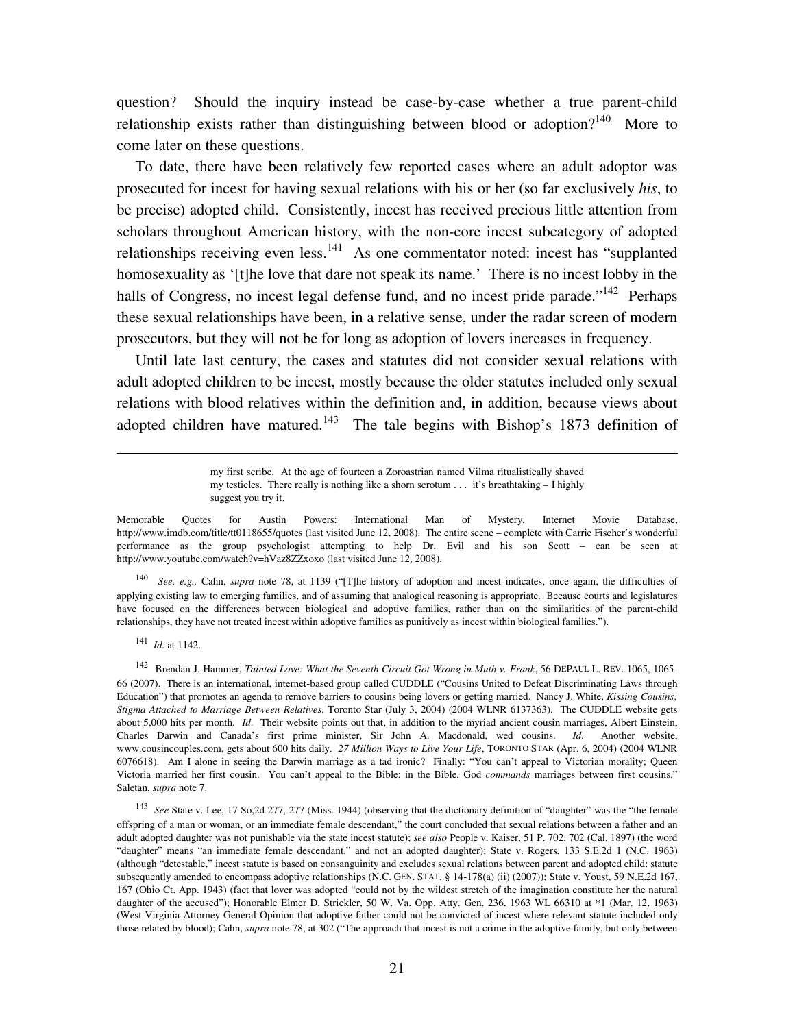question? Should the inquiry instead be case-by-case whether a true parent-child relationship exists rather than distinguishing between blood or adoption?[140] More to come later on these questions.

To date, there have been relatively few reported cases where an adult adoptor was prosecuted for incest for having sexual relations with his or her (so far exclusively *his*, to be precise) adopted child. Consistently, incest has received precious little attention from scholars throughout American history, with the non-core incest subcategory of adopted relationships receiving even less.[141] As one commentator noted: incest has "supplanted homosexuality as '[t]he love that dare not speak its name.' There is no incest lobby in the halls of Congress, no incest legal defense fund, and no incest pride parade."[142] Perhaps these sexual relationships have been, in a relative sense, under the radar screen of modern prosecutors, but they will not be for long as adoption of lovers increases in frequency.

Until late last century, the cases and statutes did not consider sexual relations with adult adopted children to be incest, mostly because the older statutes included only sexual relations with blood relatives within the definition and, in addition, because views about adopted children have matured.[143] The tale begins with Bishop's 1873 definition of

---

> my first scribe. At the age of fourteen a Zoroastrian named Vilma ritualistically shaved my testicles. There really is nothing like a shorn scrotum . . . it's breathtaking – I highly suggest you try it.

Memorable Quotes for Austin Powers: International Man of Mystery, Internet Movie Database, http://www.imdb.com/title/tt0118655/quotes (last visited June 12, 2008). The entire scene – complete with Carrie Fischer's wonderful performance as the group psychologist attempting to help Dr. Evil and his son Scott – can be seen at http://www.youtube.com/watch?v=hVaz8ZZxoxo (last visited June 12, 2008).

[140] *See, e.g.,* Cahn, *supra* note 78, at 1139 ("[T]he history of adoption and incest indicates, once again, the difficulties of applying existing law to emerging families, and of assuming that analogical reasoning is appropriate. Because courts and legislatures have focused on the differences between biological and adoptive families, rather than on the similarities of the parent-child relationships, they have not treated incest within adoptive families as punitively as incest within biological families.").

[141] *Id.* at 1142.

[142] Brendan J. Hammer, *Tainted Love: What the Seventh Circuit Got Wrong in Muth v. Frank*, 56 DEPAUL L. REV. 1065, 1065-66 (2007). There is an international, internet-based group called CUDDLE ("Cousins United to Defeat Discriminating Laws through Education") that promotes an agenda to remove barriers to cousins being lovers or getting married. Nancy J. White, *Kissing Cousins; Stigma Attached to Marriage Between Relatives*, Toronto Star (July 3, 2004) (2004 WLNR 6137363). The CUDDLE website gets about 5,000 hits per month. *Id*. Their website points out that, in addition to the myriad ancient cousin marriages, Albert Einstein, Charles Darwin and Canada's first prime minister, Sir John A. Macdonald, wed cousins. *Id*. Another website, www.cousincouples.com, gets about 600 hits daily. *27 Million Ways to Live Your Life*, TORONTO STAR (Apr. 6, 2004) (2004 WLNR 6076618). Am I alone in seeing the Darwin marriage as a tad ironic? Finally: "You can't appeal to Victorian morality; Queen Victoria married her first cousin. You can't appeal to the Bible; in the Bible, God *commands* marriages between first cousins." Saletan, *supra* note 7.

[143] *See* State v. Lee, 17 So,2d 277, 277 (Miss. 1944) (observing that the dictionary definition of "daughter" was the "the female offspring of a man or woman, or an immediate female descendant," the court concluded that sexual relations between a father and an adult adopted daughter was not punishable via the state incest statute); *see also* People v. Kaiser, 51 P. 702, 702 (Cal. 1897) (the word "daughter" means "an immediate female descendant," and not an adopted daughter); State v. Rogers, 133 S.E.2d 1 (N.C. 1963) (although "detestable," incest statute is based on consanguinity and excludes sexual relations between parent and adopted child: statute subsequently amended to encompass adoptive relationships (N.C. GEN. STAT. § 14-178(a) (ii) (2007)); State v. Youst, 59 N.E.2d 167, 167 (Ohio Ct. App. 1943) (fact that lover was adopted "could not by the wildest stretch of the imagination constitute her the natural daughter of the accused"); Honorable Elmer D. Strickler, 50 W. Va. Opp. Atty. Gen. 236, 1963 WL 66310 at *1 (Mar. 12, 1963) (West Virginia Attorney General Opinion that adoptive father could not be convicted of incest where relevant statute included only those related by blood); Cahn, *supra* note 78, at 302 ("The approach that incest is not a crime in the adoptive family, but only between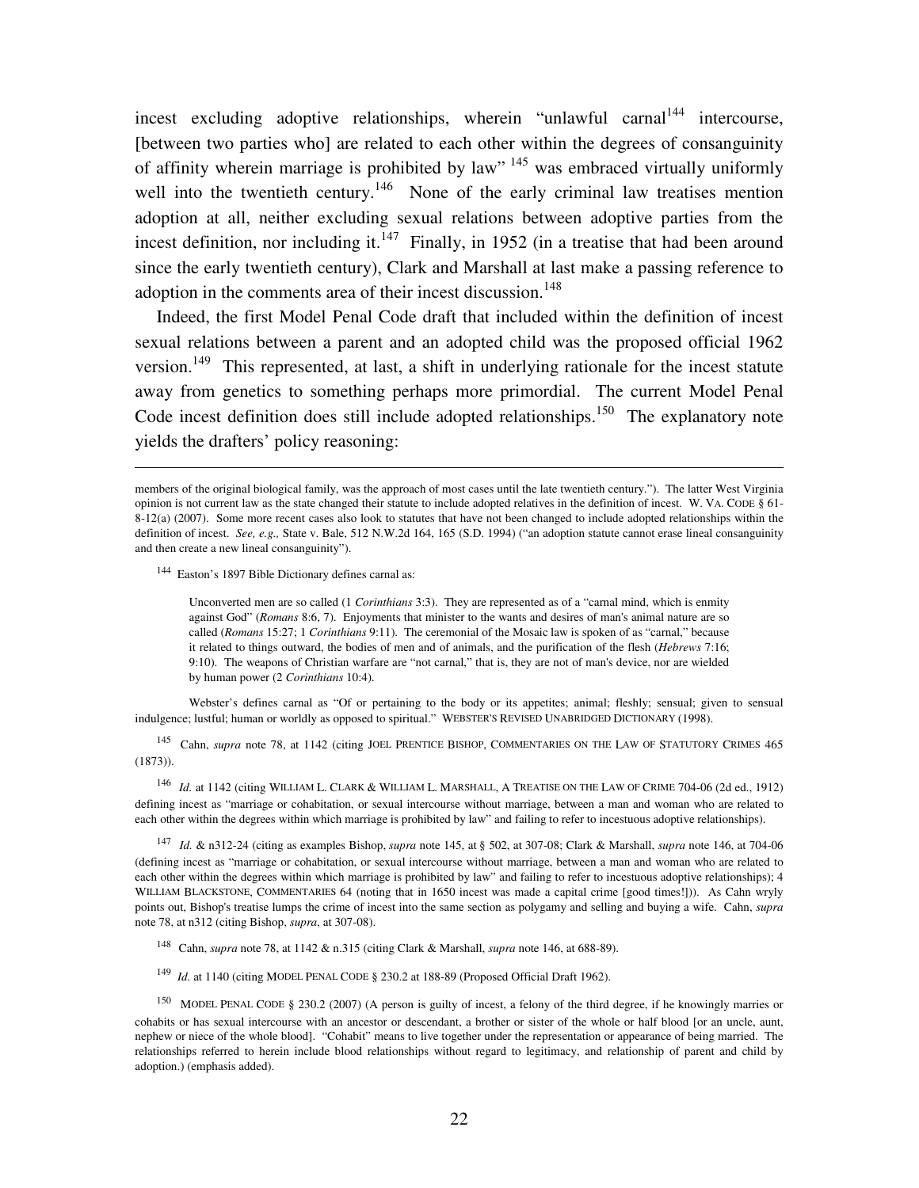incest excluding adoptive relationships, wherein "unlawful carnal[144] intercourse, [between two parties who] are related to each other within the degrees of consanguinity of affinity wherein marriage is prohibited by law" [145] was embraced virtually uniformly well into the twentieth century.[146] None of the early criminal law treatises mention adoption at all, neither excluding sexual relations between adoptive parties from the incest definition, nor including it.[147] Finally, in 1952 (in a treatise that had been around since the early twentieth century), Clark and Marshall at last make a passing reference to adoption in the comments area of their incest discussion.[148]

Indeed, the first Model Penal Code draft that included within the definition of incest sexual relations between a parent and an adopted child was the proposed official 1962 version.[149] This represented, at last, a shift in underlying rationale for the incest statute away from genetics to something perhaps more primordial. The current Model Penal Code incest definition does still include adopted relationships.[150] The explanatory note yields the drafters' policy reasoning:

---

members of the original biological family, was the approach of most cases until the late twentieth century."). The latter West Virginia opinion is not current law as the state changed their statute to include adopted relatives in the definition of incest. W. VA. CODE § 61-8-12(a) (2007). Some more recent cases also look to statutes that have not been changed to include adopted relationships within the definition of incest. *See, e.g.,* State v. Bale, 512 N.W.2d 164, 165 (S.D. 1994) ("an adoption statute cannot erase lineal consanguinity and then create a new lineal consanguinity").

[144] Easton's 1897 Bible Dictionary defines carnal as:

> Unconverted men are so called (1 *Corinthians* 3:3). They are represented as of a "carnal mind, which is enmity against God" (*Romans* 8:6, 7). Enjoyments that minister to the wants and desires of man's animal nature are so called (*Romans* 15:27; 1 *Corinthians* 9:11). The ceremonial of the Mosaic law is spoken of as "carnal," because it related to things outward, the bodies of men and of animals, and the purification of the flesh (*Hebrews* 7:16; 9:10). The weapons of Christian warfare are "not carnal," that is, they are not of man's device, nor are wielded by human power (2 *Corinthians* 10:4).

Webster's defines carnal as "Of or pertaining to the body or its appetites; animal; fleshly; sensual; given to sensual indulgence; lustful; human or worldly as opposed to spiritual." WEBSTER'S REVISED UNABRIDGED DICTIONARY (1998).

[145] Cahn, *supra* note 78, at 1142 (citing JOEL PRENTICE BISHOP, COMMENTARIES ON THE LAW OF STATUTORY CRIMES 465 (1873)).

[146] *Id.* at 1142 (citing WILLIAM L. CLARK & WILLIAM L. MARSHALL, A TREATISE ON THE LAW OF CRIME 704-06 (2d ed., 1912) defining incest as "marriage or cohabitation, or sexual intercourse without marriage, between a man and woman who are related to each other within the degrees within which marriage is prohibited by law" and failing to refer to incestuous adoptive relationships).

[147] *Id.* & n312-24 (citing as examples Bishop, *supra* note 145, at § 502, at 307-08; Clark & Marshall, *supra* note 146, at 704-06 (defining incest as "marriage or cohabitation, or sexual intercourse without marriage, between a man and woman who are related to each other within the degrees within which marriage is prohibited by law" and failing to refer to incestuous adoptive relationships); 4 WILLIAM BLACKSTONE, COMMENTARIES 64 (noting that in 1650 incest was made a capital crime [good times!])). As Cahn wryly points out, Bishop's treatise lumps the crime of incest into the same section as polygamy and selling and buying a wife. Cahn, *supra* note 78, at n312 (citing Bishop, *supra*, at 307-08).

[148] Cahn, *supra* note 78, at 1142 & n.315 (citing Clark & Marshall, *supra* note 146, at 688-89).

[149] *Id.* at 1140 (citing MODEL PENAL CODE § 230.2 at 188-89 (Proposed Official Draft 1962).

[150] MODEL PENAL CODE § 230.2 (2007) (A person is guilty of incest, a felony of the third degree, if he knowingly marries or cohabits or has sexual intercourse with an ancestor or descendant, a brother or sister of the whole or half blood [or an uncle, aunt, nephew or niece of the whole blood]. "Cohabit" means to live together under the representation or appearance of being married. The relationships referred to herein include blood relationships without regard to legitimacy, and relationship of parent and child by adoption.) (emphasis added).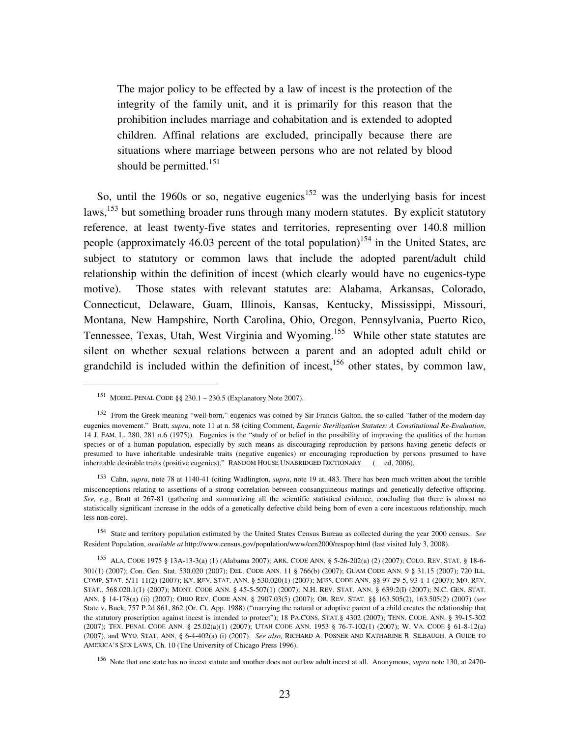> The major policy to be effected by a law of incest is the protection of the integrity of the family unit, and it is primarily for this reason that the prohibition includes marriage and cohabitation and is extended to adopted children. Affinal relations are excluded, principally because there are situations where marriage between persons who are not related by blood should be permitted.[151]

So, until the 1960s or so, negative eugenics[152] was the underlying basis for incest laws,[153] but something broader runs through many modern statutes. By explicit statutory reference, at least twenty-five states and territories, representing over 140.8 million people (approximately 46.03 percent of the total population)[154] in the United States, are subject to statutory or common laws that include the adopted parent/adult child relationship within the definition of incest (which clearly would have no eugenics-type motive). Those states with relevant statutes are: Alabama, Arkansas, Colorado, Connecticut, Delaware, Guam, Illinois, Kansas, Kentucky, Mississippi, Missouri, Montana, New Hampshire, North Carolina, Ohio, Oregon, Pennsylvania, Puerto Rico, Tennessee, Texas, Utah, West Virginia and Wyoming.[155] While other state statutes are silent on whether sexual relations between a parent and an adopted adult child or grandchild is included within the definition of incest,[156] other states, by common law,

---

[151] MODEL PENAL CODE §§ 230.1 – 230.5 (Explanatory Note 2007).

[152] From the Greek meaning "well-born," eugenics was coined by Sir Francis Galton, the so-called "father of the modern-day eugenics movement." Bratt, *supra*, note 11 at n. 58 (citing Comment, *Eugenic Sterilization Statutes: A Constitutional Re-Evaluation*, 14 J. FAM. L. 280, 281 n.6 (1975)). Eugenics is the "study of or belief in the possibility of improving the qualities of the human species or of a human population, especially by such means as discouraging reproduction by persons having genetic defects or presumed to have inheritable undesirable traits (negative eugenics) or encouraging reproduction by persons presumed to have inheritable desirable traits (positive eugenics)." RANDOM HOUSE UNABRIDGED DICTIONARY __ (__ ed. 2006).

[153] Cahn, *supra*, note 78 at 1140-41 (citing Wadlington, *supra*, note 19 at, 483. There has been much written about the terrible misconceptions relating to assertions of a strong correlation between consanguineous matings and genetically defective offspring. *See, e.g.,* Bratt at 267-81 (gathering and summarizing all the scientific statistical evidence, concluding that there is almost no statistically significant increase in the odds of a genetically defective child being born of even a core incestuous relationship, much less non-core).

[154] State and territory population estimated by the United States Census Bureau as collected during the year 2000 census. *See* Resident Population, *available at* http://www.census.gov/population/www/cen2000/respop.html (last visited July 3, 2008).

[155] ALA. CODE 1975 § 13A-13-3(a) (1) (Alabama 2007); ARK. CODE ANN. § 5-26-202(a) (2) (2007); COLO. REV. STAT. § 18-6-301(1) (2007); Con. Gen. Stat. 530.020 (2007); DEL. CODE ANN. 11 § 766(b) (2007); GUAM CODE ANN. 9 § 31.15 (2007); 720 ILL. COMP. STAT. 5/11-11(2) (2007); KY. REV. STAT. ANN. § 530.020(1) (2007); MISS. CODE ANN. §§ 97-29-5, 93-1-1 (2007); MO. REV. STAT.. 568.020.1(1) (2007); MONT. CODE ANN. § 45-5-507(1) (2007); N.H. REV. STAT. ANN. § 639:2(I) (2007); N.C. GEN. STAT. ANN. § 14-178(a) (ii) (2007); OHIO REV. CODE ANN. § 2907.03(5) (2007); OR. REV. STAT. §§ 163.505(2), 163.505(2) (2007) (*see* State v. Buck, 757 P.2d 861, 862 (Or. Ct. App. 1988) ("marrying the natural or adoptive parent of a child creates the relationship that the statutory proscription against incest is intended to protect"); 18 PA.CONS. STAT.§ 4302 (2007); TENN. CODE. ANN. § 39-15-302 (2007); TEX. PENAL CODE ANN. § 25.02(a)(1) (2007); UTAH CODE ANN. 1953 § 76-7-102(1) (2007); W. VA. CODE § 61-8-12(a) (2007), and WYO. STAT. ANN. § 6-4-402(a) (i) (2007). *See also,* RICHARD A. POSNER AND KATHARINE B. SILBAUGH, A GUIDE TO AMERICA'S SEX LAWS, Ch. 10 (The University of Chicago Press 1996).

[156] Note that one state has no incest statute and another does not outlaw adult incest at all. Anonymous, *supra* note 130, at 2470-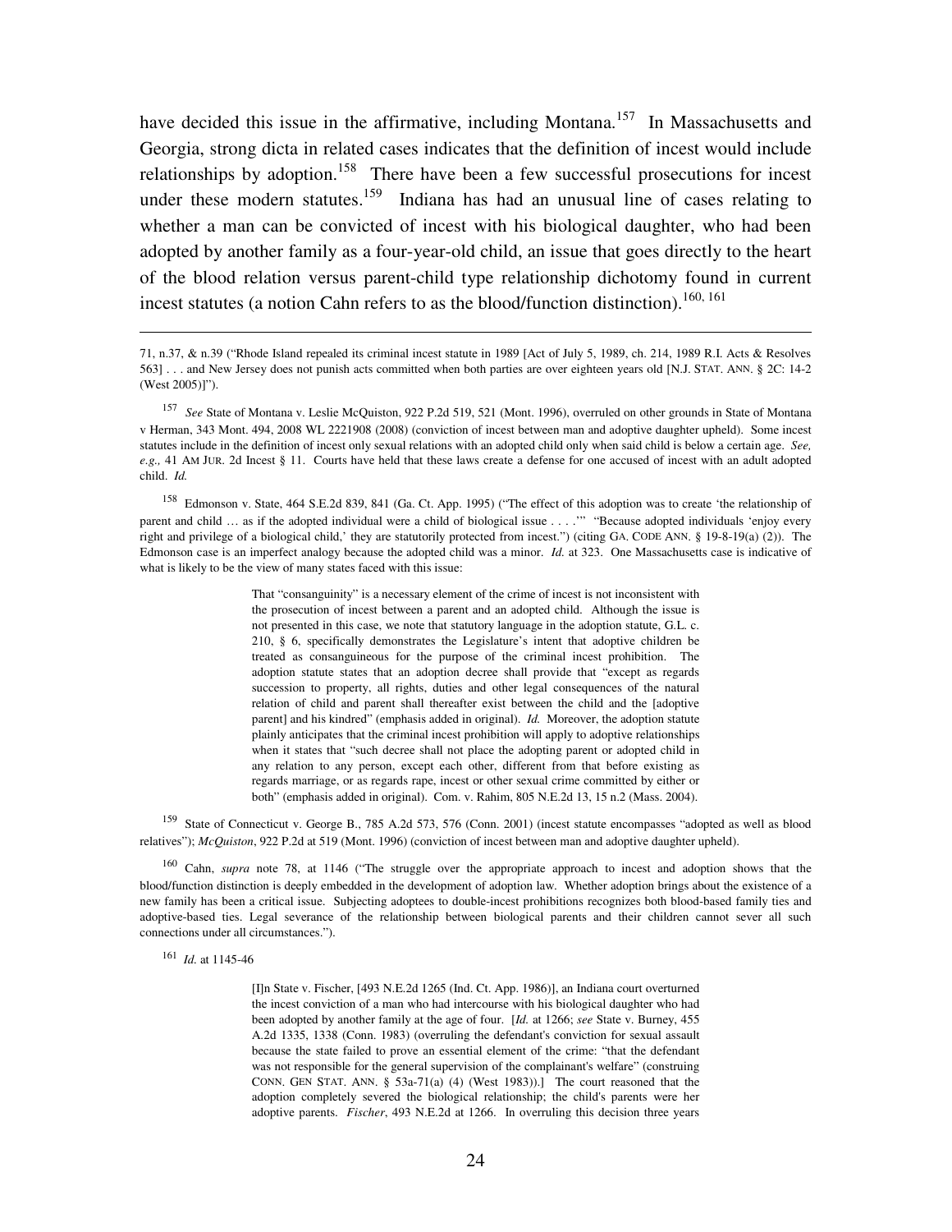have decided this issue in the affirmative, including Montana.[157] In Massachusetts and Georgia, strong dicta in related cases indicates that the definition of incest would include relationships by adoption.[158] There have been a few successful prosecutions for incest under these modern statutes.[159] Indiana has had an unusual line of cases relating to whether a man can be convicted of incest with his biological daughter, who had been adopted by another family as a four-year-old child, an issue that goes directly to the heart of the blood relation versus parent-child type relationship dichotomy found in current incest statutes (a notion Cahn refers to as the blood/function distinction).[160, 161]

---

71, n.37, & n.39 ("Rhode Island repealed its criminal incest statute in 1989 [Act of July 5, 1989, ch. 214, 1989 R.I. Acts & Resolves 563] . . . and New Jersey does not punish acts committed when both parties are over eighteen years old [N.J. STAT. ANN. § 2C: 14-2 (West 2005)]").

[157] *See* State of Montana v. Leslie McQuiston, 922 P.2d 519, 521 (Mont. 1996), overruled on other grounds in State of Montana v Herman, 343 Mont. 494, 2008 WL 2221908 (2008) (conviction of incest between man and adoptive daughter upheld). Some incest statutes include in the definition of incest only sexual relations with an adopted child only when said child is below a certain age. *See, e.g.,* 41 AM JUR. 2d Incest § 11. Courts have held that these laws create a defense for one accused of incest with an adult adopted child. *Id.*

[158] Edmonson v. State, 464 S.E.2d 839, 841 (Ga. Ct. App. 1995) ("The effect of this adoption was to create 'the relationship of parent and child … as if the adopted individual were a child of biological issue . . . .'" "Because adopted individuals 'enjoy every right and privilege of a biological child,' they are statutorily protected from incest.") (citing GA. CODE ANN. § 19-8-19(a) (2)). The Edmonson case is an imperfect analogy because the adopted child was a minor. *Id.* at 323. One Massachusetts case is indicative of what is likely to be the view of many states faced with this issue:

> That "consanguinity" is a necessary element of the crime of incest is not inconsistent with the prosecution of incest between a parent and an adopted child. Although the issue is not presented in this case, we note that statutory language in the adoption statute, G.L. c. 210, § 6, specifically demonstrates the Legislature's intent that adoptive children be treated as consanguineous for the purpose of the criminal incest prohibition. The adoption statute states that an adoption decree shall provide that "except as regards succession to property, all rights, duties and other legal consequences of the natural relation of child and parent shall thereafter exist between the child and the [adoptive parent] and his kindred" (emphasis added in original). *Id.* Moreover, the adoption statute plainly anticipates that the criminal incest prohibition will apply to adoptive relationships when it states that "such decree shall not place the adopting parent or adopted child in any relation to any person, except each other, different from that before existing as regards marriage, or as regards rape, incest or other sexual crime committed by either or both" (emphasis added in original). Com. v. Rahim, 805 N.E.2d 13, 15 n.2 (Mass. 2004).

[159] State of Connecticut v. George B., 785 A.2d 573, 576 (Conn. 2001) (incest statute encompasses "adopted as well as blood relatives"); *McQuiston*, 922 P.2d at 519 (Mont. 1996) (conviction of incest between man and adoptive daughter upheld).

[160] Cahn, *supra* note 78, at 1146 ("The struggle over the appropriate approach to incest and adoption shows that the blood/function distinction is deeply embedded in the development of adoption law. Whether adoption brings about the existence of a new family has been a critical issue. Subjecting adoptees to double-incest prohibitions recognizes both blood-based family ties and adoptive-based ties. Legal severance of the relationship between biological parents and their children cannot sever all such connections under all circumstances.").

[161] *Id.* at 1145-46

> [I]n State v. Fischer, [493 N.E.2d 1265 (Ind. Ct. App. 1986)], an Indiana court overturned the incest conviction of a man who had intercourse with his biological daughter who had been adopted by another family at the age of four. [*Id.* at 1266; *see* State v. Burney, 455 A.2d 1335, 1338 (Conn. 1983) (overruling the defendant's conviction for sexual assault because the state failed to prove an essential element of the crime: "that the defendant was not responsible for the general supervision of the complainant's welfare" (construing CONN. GEN STAT. ANN. § 53a-71(a) (4) (West 1983)).] The court reasoned that the adoption completely severed the biological relationship; the child's parents were her adoptive parents. *Fischer*, 493 N.E.2d at 1266. In overruling this decision three years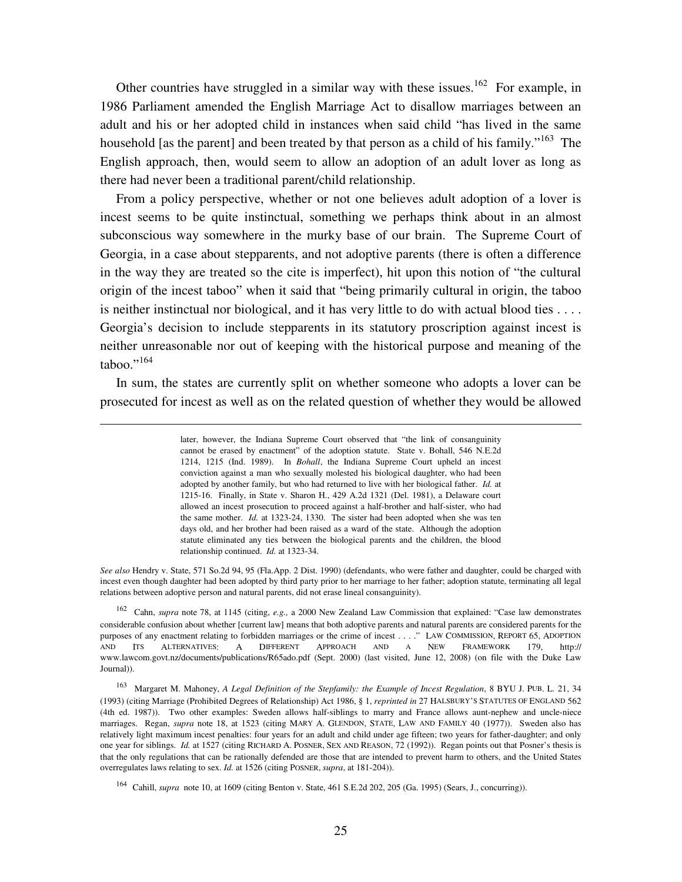Other countries have struggled in a similar way with these issues.[162] For example, in 1986 Parliament amended the English Marriage Act to disallow marriages between an adult and his or her adopted child in instances when said child "has lived in the same household [as the parent] and been treated by that person as a child of his family."[163] The English approach, then, would seem to allow an adoption of an adult lover as long as there had never been a traditional parent/child relationship.

From a policy perspective, whether or not one believes adult adoption of a lover is incest seems to be quite instinctual, something we perhaps think about in an almost subconscious way somewhere in the murky base of our brain. The Supreme Court of Georgia, in a case about stepparents, and not adoptive parents (there is often a difference in the way they are treated so the cite is imperfect), hit upon this notion of "the cultural origin of the incest taboo" when it said that "being primarily cultural in origin, the taboo is neither instinctual nor biological, and it has very little to do with actual blood ties . . . . Georgia's decision to include stepparents in its statutory proscription against incest is neither unreasonable nor out of keeping with the historical purpose and meaning of the taboo."[164]

In sum, the states are currently split on whether someone who adopts a lover can be prosecuted for incest as well as on the related question of whether they would be allowed

---

> later, however, the Indiana Supreme Court observed that "the link of consanguinity cannot be erased by enactment" of the adoption statute. State v. Bohall, 546 N.E.2d 1214, 1215 (Ind. 1989). In *Bohall*, the Indiana Supreme Court upheld an incest conviction against a man who sexually molested his biological daughter, who had been adopted by another family, but who had returned to live with her biological father. *Id.* at 1215-16. Finally, in State v. Sharon H., 429 A.2d 1321 (Del. 1981), a Delaware court allowed an incest prosecution to proceed against a half-brother and half-sister, who had the same mother. *Id.* at 1323-24, 1330. The sister had been adopted when she was ten days old, and her brother had been raised as a ward of the state. Although the adoption statute eliminated any ties between the biological parents and the children, the blood relationship continued. *Id.* at 1323-34.

*See also* Hendry v. State, 571 So.2d 94, 95 (Fla.App. 2 Dist. 1990) (defendants, who were father and daughter, could be charged with incest even though daughter had been adopted by third party prior to her marriage to her father; adoption statute, terminating all legal relations between adoptive person and natural parents, did not erase lineal consanguinity).

[162] Cahn, *supra* note 78, at 1145 (citing, *e.g.,* a 2000 New Zealand Law Commission that explained: "Case law demonstrates considerable confusion about whether [current law] means that both adoptive parents and natural parents are considered parents for the purposes of any enactment relating to forbidden marriages or the crime of incest . . . ." LAW COMMISSION, REPORT 65, ADOPTION AND ITS ALTERNATIVES: A DIFFERENT APPROACH AND A NEW FRAMEWORK 179, http:// www.lawcom.govt.nz/documents/publications/R65ado.pdf (Sept. 2000) (last visited, June 12, 2008) (on file with the Duke Law Journal)).

[163] Margaret M. Mahoney, *A Legal Definition of the Stepfamily: the Example of Incest Regulation*, 8 BYU J. PUB. L. 21, 34 (1993) (citing Marriage (Prohibited Degrees of Relationship) Act 1986, § 1, *reprinted in* 27 HALSBURY'S STATUTES OF ENGLAND 562 (4th ed. 1987)). Two other examples: Sweden allows half-siblings to marry and France allows aunt-nephew and uncle-niece marriages. Regan, *supra* note 18, at 1523 (citing MARY A. GLENDON, STATE, LAW AND FAMILY 40 (1977)). Sweden also has relatively light maximum incest penalties: four years for an adult and child under age fifteen; two years for father-daughter; and only one year for siblings. *Id.* at 1527 (citing RICHARD A. POSNER, SEX AND REASON, 72 (1992)). Regan points out that Posner's thesis is that the only regulations that can be rationally defended are those that are intended to prevent harm to others, and the United States overregulates laws relating to sex. *Id.* at 1526 (citing POSNER, *supra*, at 181-204)).

[164] Cahill, *supra* note 10, at 1609 (citing Benton v. State, 461 S.E.2d 202, 205 (Ga. 1995) (Sears, J., concurring)).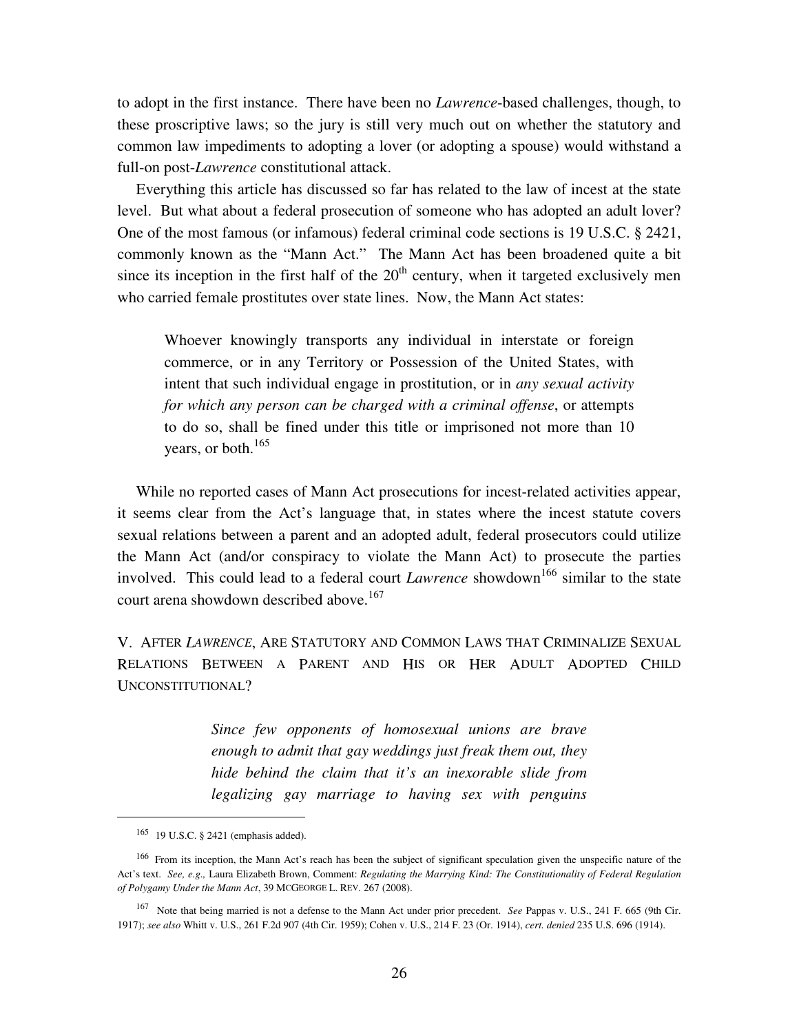to adopt in the first instance. There have been no *Lawrence*-based challenges, though, to these proscriptive laws; so the jury is still very much out on whether the statutory and common law impediments to adopting a lover (or adopting a spouse) would withstand a full-on post-*Lawrence* constitutional attack.

Everything this article has discussed so far has related to the law of incest at the state level. But what about a federal prosecution of someone who has adopted an adult lover? One of the most famous (or infamous) federal criminal code sections is 19 U.S.C. § 2421, commonly known as the "Mann Act." The Mann Act has been broadened quite a bit since its inception in the first half of the 20th century, when it targeted exclusively men who carried female prostitutes over state lines. Now, the Mann Act states:

> Whoever knowingly transports any individual in interstate or foreign commerce, or in any Territory or Possession of the United States, with intent that such individual engage in prostitution, or in *any sexual activity for which any person can be charged with a criminal offense*, or attempts to do so, shall be fined under this title or imprisoned not more than 10 years, or both.[165]

While no reported cases of Mann Act prosecutions for incest-related activities appear, it seems clear from the Act's language that, in states where the incest statute covers sexual relations between a parent and an adopted adult, federal prosecutors could utilize the Mann Act (and/or conspiracy to violate the Mann Act) to prosecute the parties involved. This could lead to a federal court *Lawrence* showdown[166] similar to the state court arena showdown described above.[167]

## V. AFTER *LAWRENCE*, ARE STATUTORY AND COMMON LAWS THAT CRIMINALIZE SEXUAL RELATIONS BETWEEN A PARENT AND HIS OR HER ADULT ADOPTED CHILD UNCONSTITUTIONAL?

> *Since few opponents of homosexual unions are brave enough to admit that gay weddings just freak them out, they hide behind the claim that it's an inexorable slide from legalizing gay marriage to having sex with penguins*

---

[165] 19 U.S.C. § 2421 (emphasis added).

[166] From its inception, the Mann Act's reach has been the subject of significant speculation given the unspecific nature of the Act's text. *See, e.g.,* Laura Elizabeth Brown, Comment: *Regulating the Marrying Kind: The Constitutionality of Federal Regulation of Polygamy Under the Mann Act*, 39 MCGEORGE L. REV. 267 (2008).

[167] Note that being married is not a defense to the Mann Act under prior precedent. *See* Pappas v. U.S., 241 F. 665 (9th Cir. 1917); *see also* Whitt v. U.S., 261 F.2d 907 (4th Cir. 1959); Cohen v. U.S., 214 F. 23 (Or. 1914), *cert. denied* 235 U.S. 696 (1914).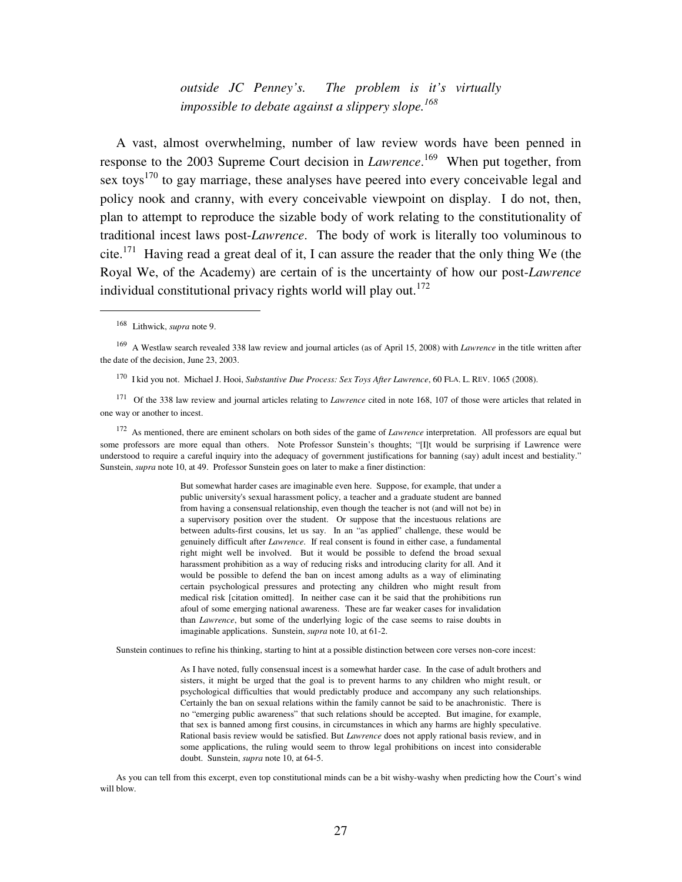> *outside JC Penney's. The problem is it's virtually impossible to debate against a slippery slope.*[168]

A vast, almost overwhelming, number of law review words have been penned in response to the 2003 Supreme Court decision in *Lawrence*.[169] When put together, from sex toys[170] to gay marriage, these analyses have peered into every conceivable legal and policy nook and cranny, with every conceivable viewpoint on display. I do not, then, plan to attempt to reproduce the sizable body of work relating to the constitutionality of traditional incest laws post-*Lawrence*. The body of work is literally too voluminous to cite.[171] Having read a great deal of it, I can assure the reader that the only thing We (the Royal We, of the Academy) are certain of is the uncertainty of how our post-*Lawrence* individual constitutional privacy rights world will play out.[172]

---

[168] Lithwick, *supra* note 9.

[169] A Westlaw search revealed 338 law review and journal articles (as of April 15, 2008) with *Lawrence* in the title written after the date of the decision, June 23, 2003.

[170] I kid you not. Michael J. Hooi, *Substantive Due Process: Sex Toys After Lawrence*, 60 FLA. L. REV. 1065 (2008).

[171] Of the 338 law review and journal articles relating to *Lawrence* cited in note 168, 107 of those were articles that related in one way or another to incest.

[172] As mentioned, there are eminent scholars on both sides of the game of *Lawrence* interpretation. All professors are equal but some professors are more equal than others. Note Professor Sunstein's thoughts; "[I]t would be surprising if Lawrence were understood to require a careful inquiry into the adequacy of government justifications for banning (say) adult incest and bestiality." Sunstein, *supra* note 10, at 49. Professor Sunstein goes on later to make a finer distinction:

> But somewhat harder cases are imaginable even here. Suppose, for example, that under a public university's sexual harassment policy, a teacher and a graduate student are banned from having a consensual relationship, even though the teacher is not (and will not be) in a supervisory position over the student. Or suppose that the incestuous relations are between adults-first cousins, let us say. In an "as applied" challenge, these would be genuinely difficult after *Lawrence*. If real consent is found in either case, a fundamental right might well be involved. But it would be possible to defend the broad sexual harassment prohibition as a way of reducing risks and introducing clarity for all. And it would be possible to defend the ban on incest among adults as a way of eliminating certain psychological pressures and protecting any children who might result from medical risk [citation omitted]. In neither case can it be said that the prohibitions run afoul of some emerging national awareness. These are far weaker cases for invalidation than *Lawrence*, but some of the underlying logic of the case seems to raise doubts in imaginable applications. Sunstein, *supra* note 10, at 61-2.

Sunstein continues to refine his thinking, starting to hint at a possible distinction between core verses non-core incest:

> As I have noted, fully consensual incest is a somewhat harder case. In the case of adult brothers and sisters, it might be urged that the goal is to prevent harms to any children who might result, or psychological difficulties that would predictably produce and accompany any such relationships. Certainly the ban on sexual relations within the family cannot be said to be anachronistic. There is no "emerging public awareness" that such relations should be accepted. But imagine, for example, that sex is banned among first cousins, in circumstances in which any harms are highly speculative. Rational basis review would be satisfied. But *Lawrence* does not apply rational basis review, and in some applications, the ruling would seem to throw legal prohibitions on incest into considerable doubt. Sunstein, *supra* note 10, at 64-5.

As you can tell from this excerpt, even top constitutional minds can be a bit wishy-washy when predicting how the Court's wind will blow.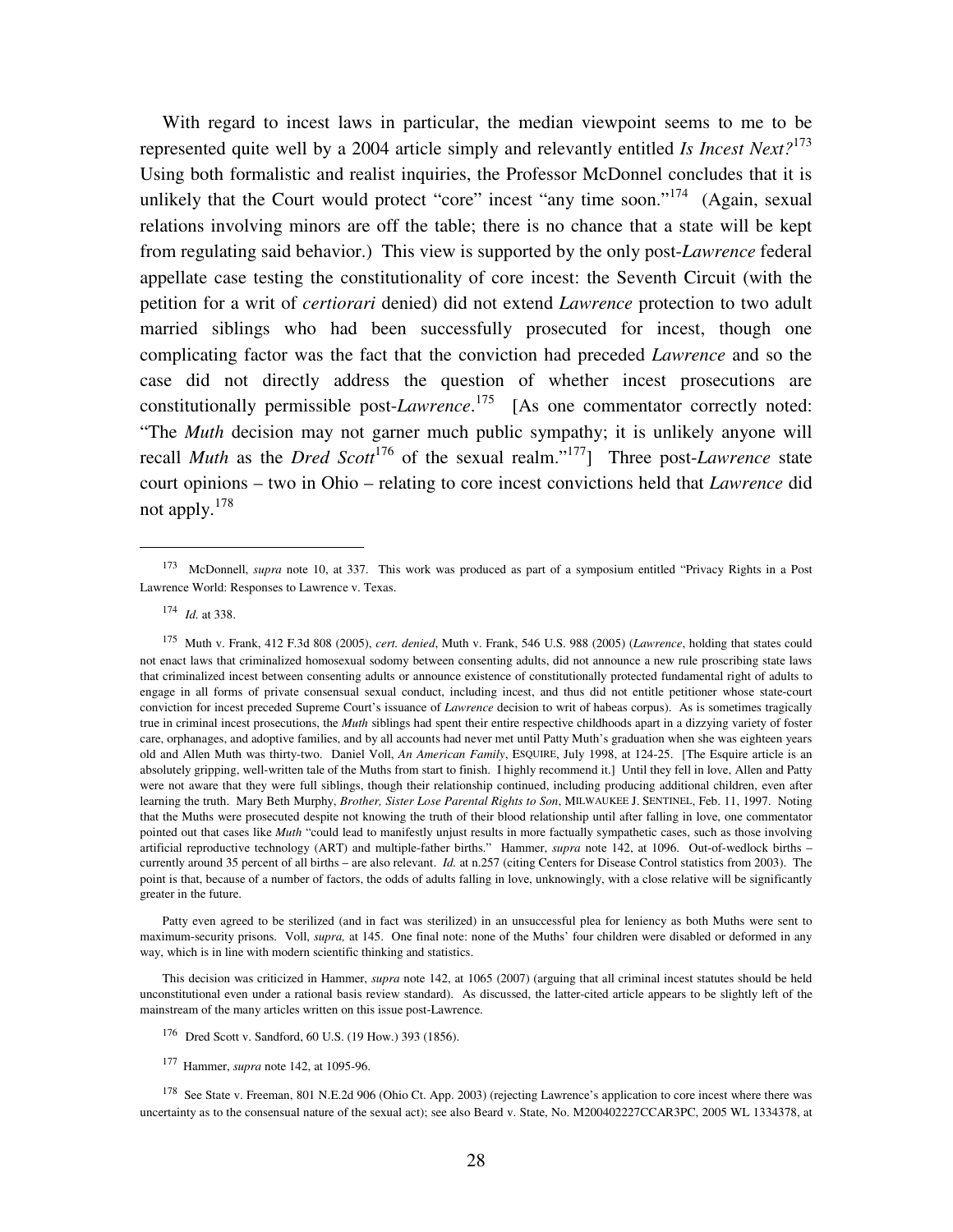With regard to incest laws in particular, the median viewpoint seems to me to be represented quite well by a 2004 article simply and relevantly entitled *Is Incest Next?*[173] Using both formalistic and realist inquiries, the Professor McDonnel concludes that it is unlikely that the Court would protect "core" incest "any time soon."[174] (Again, sexual relations involving minors are off the table; there is no chance that a state will be kept from regulating said behavior.) This view is supported by the only post-*Lawrence* federal appellate case testing the constitutionality of core incest: the Seventh Circuit (with the petition for a writ of *certiorari* denied) did not extend *Lawrence* protection to two adult married siblings who had been successfully prosecuted for incest, though one complicating factor was the fact that the conviction had preceded *Lawrence* and so the case did not directly address the question of whether incest prosecutions are constitutionally permissible post-*Lawrence*.[175] [As one commentator correctly noted: "The *Muth* decision may not garner much public sympathy; it is unlikely anyone will recall *Muth* as the *Dred Scott*[176] of the sexual realm."[177]] Three post-*Lawrence* state court opinions – two in Ohio – relating to core incest convictions held that *Lawrence* did not apply.[178]

---

[173] McDonnell, *supra* note 10, at 337. This work was produced as part of a symposium entitled "Privacy Rights in a Post Lawrence World: Responses to Lawrence v. Texas.

[174] *Id.* at 338.

[175] Muth v. Frank, 412 F.3d 808 (2005), *cert. denied*, Muth v. Frank, 546 U.S. 988 (2005) (*Lawrence*, holding that states could not enact laws that criminalized homosexual sodomy between consenting adults, did not announce a new rule proscribing state laws that criminalized incest between consenting adults or announce existence of constitutionally protected fundamental right of adults to engage in all forms of private consensual sexual conduct, including incest, and thus did not entitle petitioner whose state-court conviction for incest preceded Supreme Court's issuance of *Lawrence* decision to writ of habeas corpus). As is sometimes tragically true in criminal incest prosecutions, the *Muth* siblings had spent their entire respective childhoods apart in a dizzying variety of foster care, orphanages, and adoptive families, and by all accounts had never met until Patty Muth's graduation when she was eighteen years old and Allen Muth was thirty-two. Daniel Voll, *An American Family*, ESQUIRE, July 1998, at 124-25. [The Esquire article is an absolutely gripping, well-written tale of the Muths from start to finish. I highly recommend it.] Until they fell in love, Allen and Patty were not aware that they were full siblings, though their relationship continued, including producing additional children, even after learning the truth. Mary Beth Murphy, *Brother, Sister Lose Parental Rights to Son*, MILWAUKEE J. SENTINEL, Feb. 11, 1997. Noting that the Muths were prosecuted despite not knowing the truth of their blood relationship until after falling in love, one commentator pointed out that cases like *Muth* "could lead to manifestly unjust results in more factually sympathetic cases, such as those involving artificial reproductive technology (ART) and multiple-father births." Hammer, *supra* note 142, at 1096. Out-of-wedlock births – currently around 35 percent of all births – are also relevant. *Id.* at n.257 (citing Centers for Disease Control statistics from 2003). The point is that, because of a number of factors, the odds of adults falling in love, unknowingly, with a close relative will be significantly greater in the future.

Patty even agreed to be sterilized (and in fact was sterilized) in an unsuccessful plea for leniency as both Muths were sent to maximum-security prisons. Voll, *supra,* at 145. One final note: none of the Muths' four children were disabled or deformed in any way, which is in line with modern scientific thinking and statistics.

This decision was criticized in Hammer, *supra* note 142, at 1065 (2007) (arguing that all criminal incest statutes should be held unconstitutional even under a rational basis review standard). As discussed, the latter-cited article appears to be slightly left of the mainstream of the many articles written on this issue post-Lawrence.

[176] Dred Scott v. Sandford, 60 U.S. (19 How.) 393 (1856).

[177] Hammer, *supra* note 142, at 1095-96.

[178] See State v. Freeman, 801 N.E.2d 906 (Ohio Ct. App. 2003) (rejecting Lawrence's application to core incest where there was uncertainty as to the consensual nature of the sexual act); see also Beard v. State, No. M200402227CCAR3PC, 2005 WL 1334378, at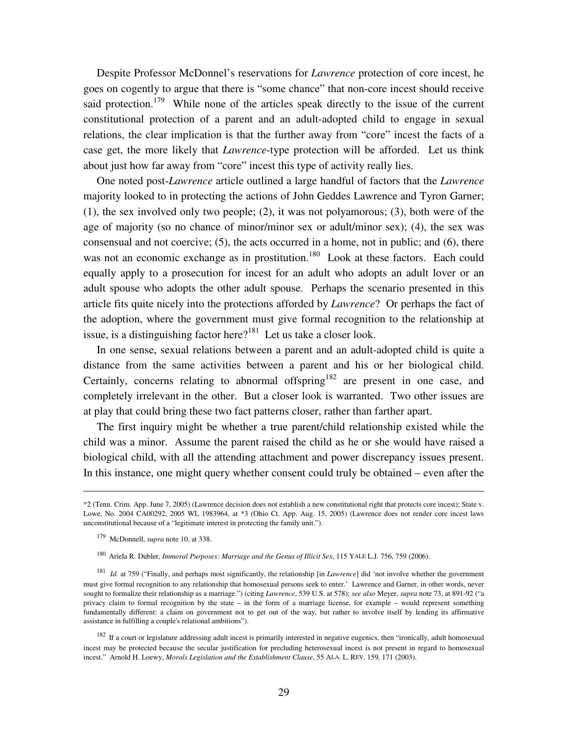Despite Professor McDonnel's reservations for *Lawrence* protection of core incest, he goes on cogently to argue that there is "some chance" that non-core incest should receive said protection.[179] While none of the articles speak directly to the issue of the current constitutional protection of a parent and an adult-adopted child to engage in sexual relations, the clear implication is that the further away from "core" incest the facts of a case get, the more likely that *Lawrence*-type protection will be afforded. Let us think about just how far away from "core" incest this type of activity really lies.

One noted post-*Lawrence* article outlined a large handful of factors that the *Lawrence* majority looked to in protecting the actions of John Geddes Lawrence and Tyron Garner; (1), the sex involved only two people; (2), it was not polyamorous; (3), both were of the age of majority (so no chance of minor/minor sex or adult/minor sex); (4), the sex was consensual and not coercive; (5), the acts occurred in a home, not in public; and (6), there was not an economic exchange as in prostitution.[180] Look at these factors. Each could equally apply to a prosecution for incest for an adult who adopts an adult lover or an adult spouse who adopts the other adult spouse. Perhaps the scenario presented in this article fits quite nicely into the protections afforded by *Lawrence*? Or perhaps the fact of the adoption, where the government must give formal recognition to the relationship at issue, is a distinguishing factor here?[181] Let us take a closer look.

In one sense, sexual relations between a parent and an adult-adopted child is quite a distance from the same activities between a parent and his or her biological child. Certainly, concerns relating to abnormal offspring[182] are present in one case, and completely irrelevant in the other. But a closer look is warranted. Two other issues are at play that could bring these two fact patterns closer, rather than farther apart.

The first inquiry might be whether a true parent/child relationship existed while the child was a minor. Assume the parent raised the child as he or she would have raised a biological child, with all the attending attachment and power discrepancy issues present. In this instance, one might query whether consent could truly be obtained – even after the

---

*2 (Tenn. Crim. App. June 7, 2005) (Lawrence decision does not establish a new constitutional right that protects core incest); State v. Lowe, No. 2004 CA00292, 2005 WL 1983964, at *3 (Ohio Ct. App. Aug. 15, 2005) (Lawrence does not render core incest laws unconstitutional because of a "legitimate interest in protecting the family unit.").

[179] McDonnell, *supra* note 10, at 338.

[180] Ariela R. Dubler, *Immoral Purposes: Marriage and the Genus of Illicit Sex*, 115 YALE L.J. 756, 759 (2006).

[181] *Id.* at 759 ("Finally, and perhaps most significantly, the relationship [in *Lawrence*] did 'not involve whether the government must give formal recognition to any relationship that homosexual persons seek to enter.' Lawrence and Garner, in other words, never sought to formalize their relationship as a marriage.") (citing *Lawrence*, 539 U.S. at 578); *see also* Meyer, *supra* note 73, at 891-92 ("a privacy claim to formal recognition by the state – in the form of a marriage license, for example – would represent something fundamentally different: a claim on government not to get out of the way, but rather to involve itself by lending its affirmative assistance in fulfilling a couple's relational ambitions").

[182] If a court or legislature addressing adult incest is primarily interested in negative eugenics, then "ironically, adult homosexual incest may be protected because the secular justification for precluding heterosexual incest is not present in regard to homosexual incest." Arnold H. Loewy, *Morals Legislation and the Establishment Clause*, 55 ALA. L. REV. 159, 171 (2003).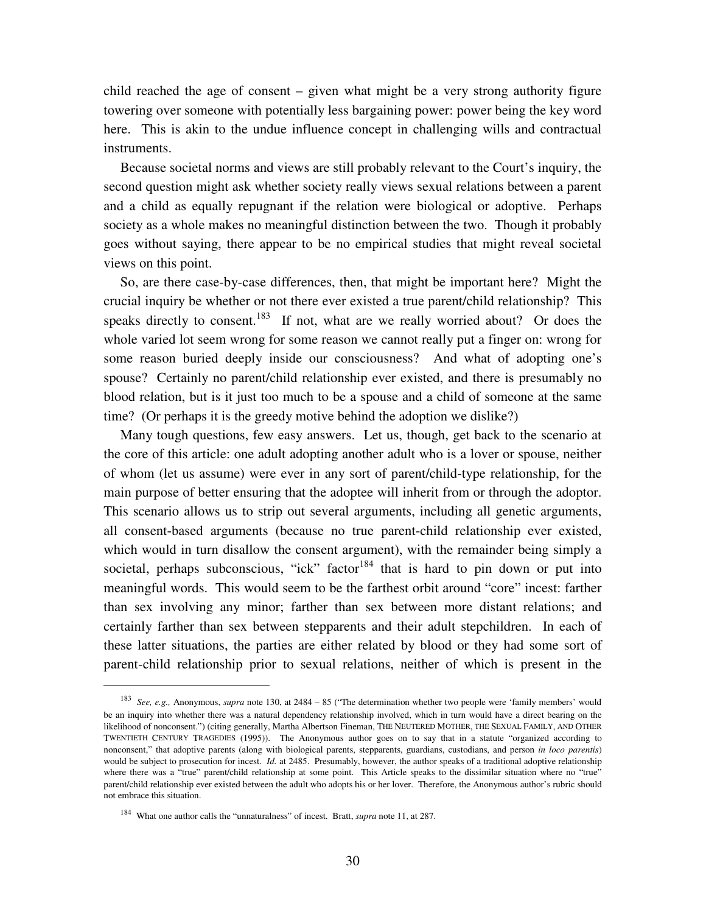child reached the age of consent – given what might be a very strong authority figure towering over someone with potentially less bargaining power: power being the key word here. This is akin to the undue influence concept in challenging wills and contractual instruments.

Because societal norms and views are still probably relevant to the Court's inquiry, the second question might ask whether society really views sexual relations between a parent and a child as equally repugnant if the relation were biological or adoptive. Perhaps society as a whole makes no meaningful distinction between the two. Though it probably goes without saying, there appear to be no empirical studies that might reveal societal views on this point.

So, are there case-by-case differences, then, that might be important here? Might the crucial inquiry be whether or not there ever existed a true parent/child relationship? This speaks directly to consent.[183] If not, what are we really worried about? Or does the whole varied lot seem wrong for some reason we cannot really put a finger on: wrong for some reason buried deeply inside our consciousness? And what of adopting one's spouse? Certainly no parent/child relationship ever existed, and there is presumably no blood relation, but is it just too much to be a spouse and a child of someone at the same time? (Or perhaps it is the greedy motive behind the adoption we dislike?)

Many tough questions, few easy answers. Let us, though, get back to the scenario at the core of this article: one adult adopting another adult who is a lover or spouse, neither of whom (let us assume) were ever in any sort of parent/child-type relationship, for the main purpose of better ensuring that the adoptee will inherit from or through the adoptor. This scenario allows us to strip out several arguments, including all genetic arguments, all consent-based arguments (because no true parent-child relationship ever existed, which would in turn disallow the consent argument), with the remainder being simply a societal, perhaps subconscious, "ick" factor[184] that is hard to pin down or put into meaningful words. This would seem to be the farthest orbit around "core" incest: farther than sex involving any minor; farther than sex between more distant relations; and certainly farther than sex between stepparents and their adult stepchildren. In each of these latter situations, the parties are either related by blood or they had some sort of parent-child relationship prior to sexual relations, neither of which is present in the

---

[183] *See, e.g.,* Anonymous, *supra* note 130, at 2484 – 85 ("The determination whether two people were 'family members' would be an inquiry into whether there was a natural dependency relationship involved, which in turn would have a direct bearing on the likelihood of nonconsent.") (citing generally, Martha Albertson Fineman, THE NEUTERED MOTHER, THE SEXUAL FAMILY, AND OTHER TWENTIETH CENTURY TRAGEDIES (1995)). The Anonymous author goes on to say that in a statute "organized according to nonconsent," that adoptive parents (along with biological parents, stepparents, guardians, custodians, and person *in loco parentis*) would be subject to prosecution for incest. *Id.* at 2485. Presumably, however, the author speaks of a traditional adoptive relationship where there was a "true" parent/child relationship at some point. This Article speaks to the dissimilar situation where no "true" parent/child relationship ever existed between the adult who adopts his or her lover. Therefore, the Anonymous author's rubric should not embrace this situation.

[184] What one author calls the "unnaturalness" of incest. Bratt, *supra* note 11, at 287.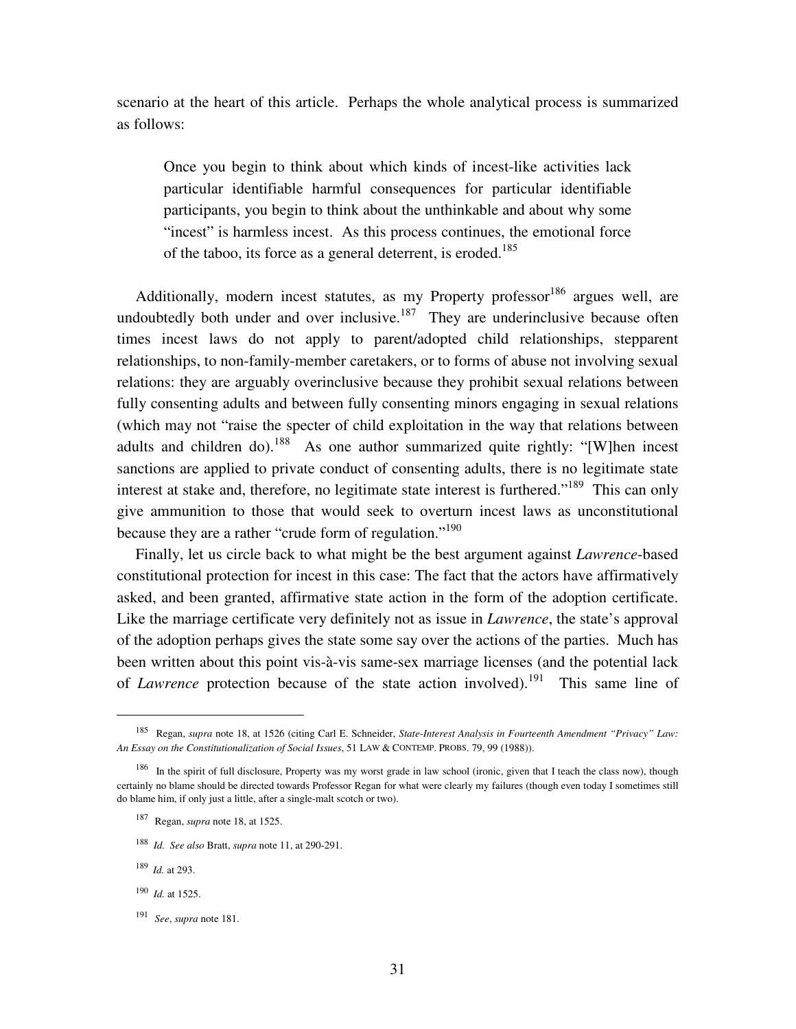scenario at the heart of this article. Perhaps the whole analytical process is summarized as follows:

> Once you begin to think about which kinds of incest-like activities lack particular identifiable harmful consequences for particular identifiable participants, you begin to think about the unthinkable and about why some "incest" is harmless incest. As this process continues, the emotional force of the taboo, its force as a general deterrent, is eroded.[185]

Additionally, modern incest statutes, as my Property professor[186] argues well, are undoubtedly both under and over inclusive.[187] They are underinclusive because often times incest laws do not apply to parent/adopted child relationships, stepparent relationships, to non-family-member caretakers, or to forms of abuse not involving sexual relations: they are arguably overinclusive because they prohibit sexual relations between fully consenting adults and between fully consenting minors engaging in sexual relations (which may not "raise the specter of child exploitation in the way that relations between adults and children do).[188] As one author summarized quite rightly: "[W]hen incest sanctions are applied to private conduct of consenting adults, there is no legitimate state interest at stake and, therefore, no legitimate state interest is furthered."[189] This can only give ammunition to those that would seek to overturn incest laws as unconstitutional because they are a rather "crude form of regulation."[190]

Finally, let us circle back to what might be the best argument against *Lawrence*-based constitutional protection for incest in this case: The fact that the actors have affirmatively asked, and been granted, affirmative state action in the form of the adoption certificate. Like the marriage certificate very definitely not as issue in *Lawrence*, the state's approval of the adoption perhaps gives the state some say over the actions of the parties. Much has been written about this point vis-à-vis same-sex marriage licenses (and the potential lack of *Lawrence* protection because of the state action involved).[191] This same line of

---

[185] Regan, *supra* note 18, at 1526 (citing Carl E. Schneider, *State-Interest Analysis in Fourteenth Amendment "Privacy" Law: An Essay on the Constitutionalization of Social Issues*, 51 LAW & CONTEMP. PROBS. 79, 99 (1988)).

[186] In the spirit of full disclosure, Property was my worst grade in law school (ironic, given that I teach the class now), though certainly no blame should be directed towards Professor Regan for what were clearly my failures (though even today I sometimes still do blame him, if only just a little, after a single-malt scotch or two).

[187] Regan, *supra* note 18, at 1525.

[188] *Id. See also* Bratt, *supra* note 11, at 290-291.

[189] *Id.* at 293.

[190] *Id.* at 1525.

[191] *See*, *supra* note 181.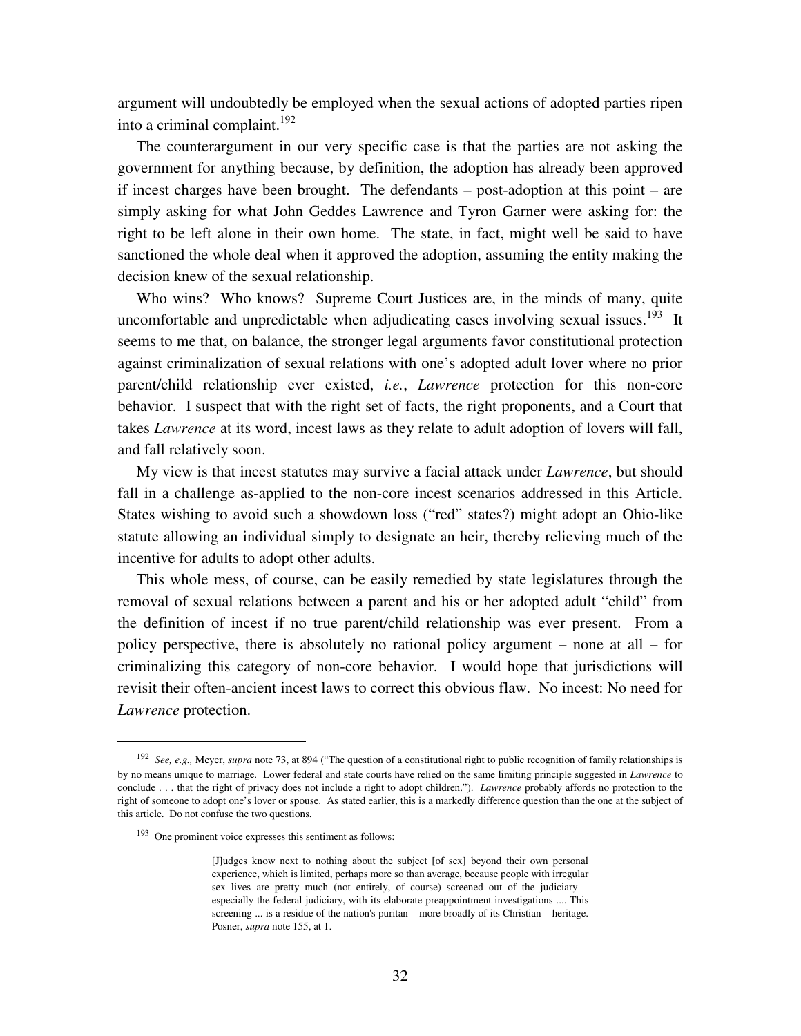argument will undoubtedly be employed when the sexual actions of adopted parties ripen into a criminal complaint.[192]

The counterargument in our very specific case is that the parties are not asking the government for anything because, by definition, the adoption has already been approved if incest charges have been brought. The defendants – post-adoption at this point – are simply asking for what John Geddes Lawrence and Tyron Garner were asking for: the right to be left alone in their own home. The state, in fact, might well be said to have sanctioned the whole deal when it approved the adoption, assuming the entity making the decision knew of the sexual relationship.

Who wins? Who knows? Supreme Court Justices are, in the minds of many, quite uncomfortable and unpredictable when adjudicating cases involving sexual issues.[193] It seems to me that, on balance, the stronger legal arguments favor constitutional protection against criminalization of sexual relations with one's adopted adult lover where no prior parent/child relationship ever existed, *i.e.*, *Lawrence* protection for this non-core behavior. I suspect that with the right set of facts, the right proponents, and a Court that takes *Lawrence* at its word, incest laws as they relate to adult adoption of lovers will fall, and fall relatively soon.

My view is that incest statutes may survive a facial attack under *Lawrence*, but should fall in a challenge as-applied to the non-core incest scenarios addressed in this Article. States wishing to avoid such a showdown loss ("red" states?) might adopt an Ohio-like statute allowing an individual simply to designate an heir, thereby relieving much of the incentive for adults to adopt other adults.

This whole mess, of course, can be easily remedied by state legislatures through the removal of sexual relations between a parent and his or her adopted adult "child" from the definition of incest if no true parent/child relationship was ever present. From a policy perspective, there is absolutely no rational policy argument – none at all – for criminalizing this category of non-core behavior. I would hope that jurisdictions will revisit their often-ancient incest laws to correct this obvious flaw. No incest: No need for *Lawrence* protection.

---

[192] *See, e.g.,* Meyer, *supra* note 73, at 894 ("The question of a constitutional right to public recognition of family relationships is by no means unique to marriage. Lower federal and state courts have relied on the same limiting principle suggested in *Lawrence* to conclude . . . that the right of privacy does not include a right to adopt children."). *Lawrence* probably affords no protection to the right of someone to adopt one's lover or spouse. As stated earlier, this is a markedly difference question than the one at the subject of this article. Do not confuse the two questions.

[193] One prominent voice expresses this sentiment as follows:

> [J]udges know next to nothing about the subject [of sex] beyond their own personal experience, which is limited, perhaps more so than average, because people with irregular sex lives are pretty much (not entirely, of course) screened out of the judiciary – especially the federal judiciary, with its elaborate preappointment investigations .... This screening ... is a residue of the nation's puritan – more broadly of its Christian – heritage. Posner, *supra* note 155, at 1.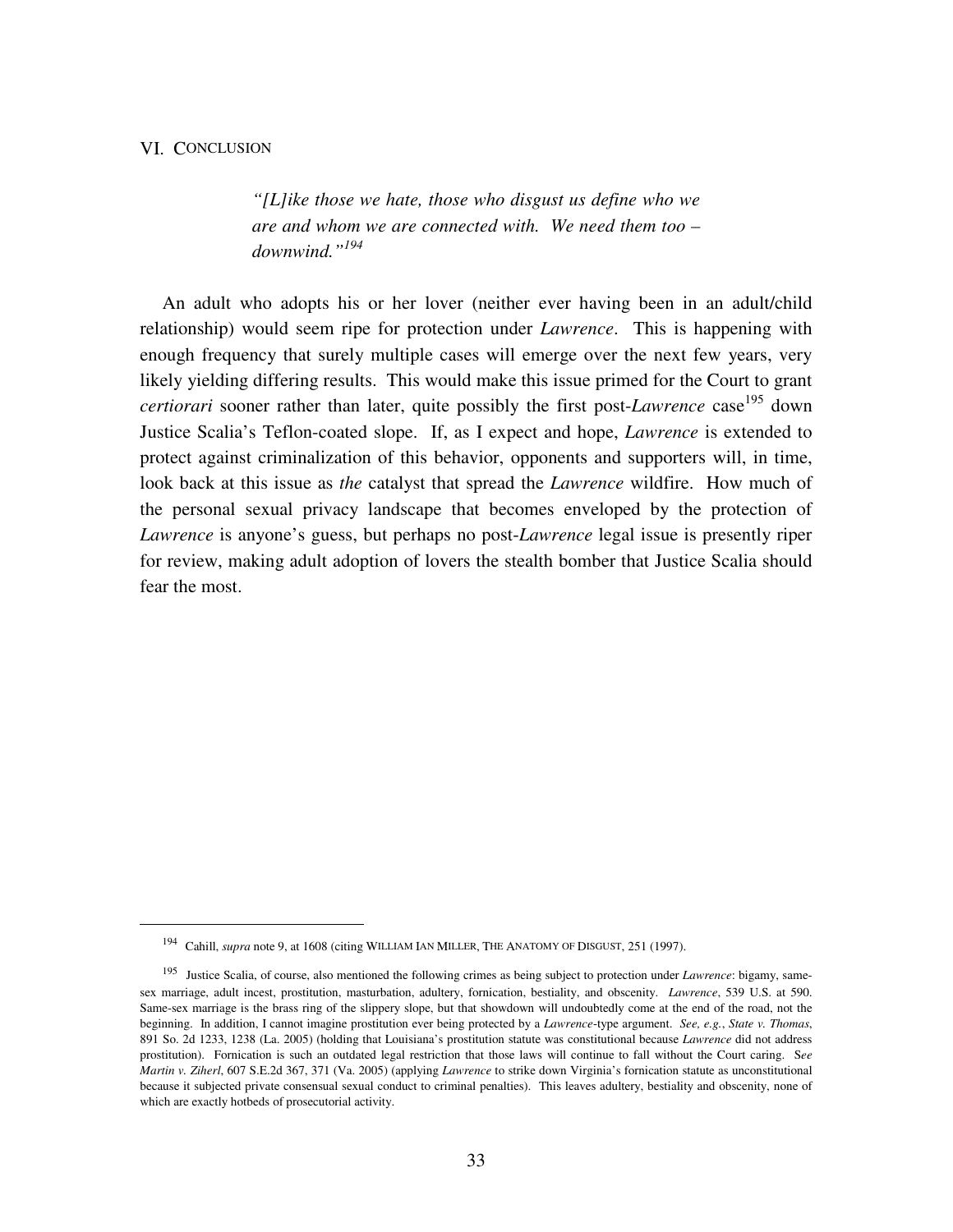## VI. CONCLUSION

> *"[L]ike those we hate, those who disgust us define who we are and whom we are connected with. We need them too – downwind."*[194]

An adult who adopts his or her lover (neither ever having been in an adult/child relationship) would seem ripe for protection under *Lawrence*. This is happening with enough frequency that surely multiple cases will emerge over the next few years, very likely yielding differing results. This would make this issue primed for the Court to grant *certiorari* sooner rather than later, quite possibly the first post-*Lawrence* case[195] down Justice Scalia's Teflon-coated slope. If, as I expect and hope, *Lawrence* is extended to protect against criminalization of this behavior, opponents and supporters will, in time, look back at this issue as *the* catalyst that spread the *Lawrence* wildfire. How much of the personal sexual privacy landscape that becomes enveloped by the protection of *Lawrence* is anyone's guess, but perhaps no post-*Lawrence* legal issue is presently riper for review, making adult adoption of lovers the stealth bomber that Justice Scalia should fear the most.

---

[194] Cahill, *supra* note 9, at 1608 (citing WILLIAM IAN MILLER, THE ANATOMY OF DISGUST, 251 (1997).

[195] Justice Scalia, of course, also mentioned the following crimes as being subject to protection under *Lawrence*: bigamy, same-sex marriage, adult incest, prostitution, masturbation, adultery, fornication, bestiality, and obscenity. *Lawrence*, 539 U.S. at 590. Same-sex marriage is the brass ring of the slippery slope, but that showdown will undoubtedly come at the end of the road, not the beginning. In addition, I cannot imagine prostitution ever being protected by a *Lawrence*-type argument. *See, e.g.*, *State v. Thomas*, 891 So. 2d 1233, 1238 (La. 2005) (holding that Louisiana's prostitution statute was constitutional because *Lawrence* did not address prostitution). Fornication is such an outdated legal restriction that those laws will continue to fall without the Court caring. S*ee Martin v. Ziherl*, 607 S.E.2d 367, 371 (Va. 2005) (applying *Lawrence* to strike down Virginia's fornication statute as unconstitutional because it subjected private consensual sexual conduct to criminal penalties). This leaves adultery, bestiality and obscenity, none of which are exactly hotbeds of prosecutorial activity.